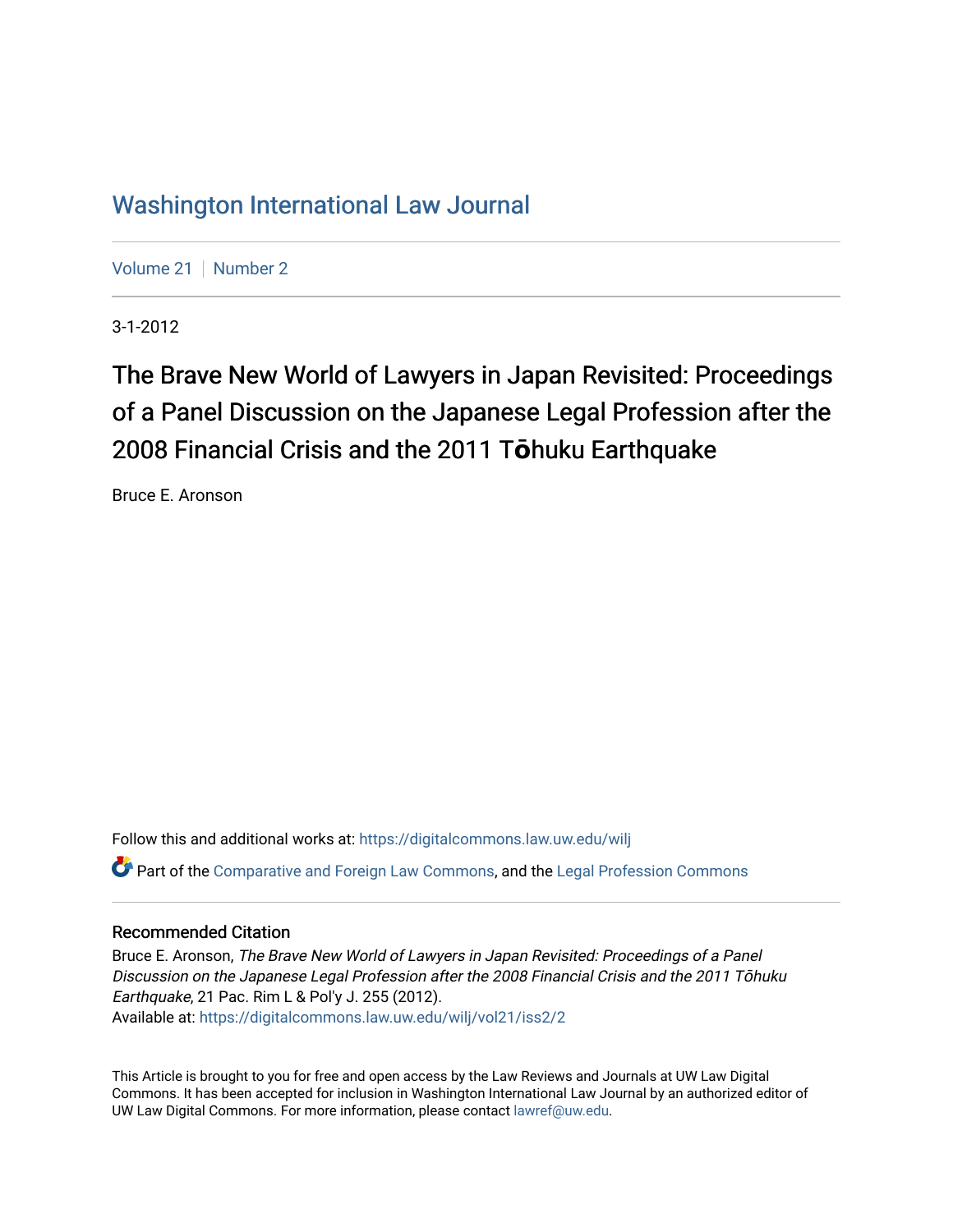# Washington International Law Journal

Volume 21 | Number 2

3-1-2012

## The Brave New World of Lawyers in Japan Revisited: Proceedings of a Panel Discussion on the Japanese Legal Profession after the 2008 Financial Crisis and the 2011 Tōhuku Earthquake

Bruce E. Aronson

Follow this and additional works at: https://digitalcommons.law.uw.edu/wilj

Part of the Comparative and Foreign Law Commons, and the Legal Profession Commons

### Recommended Citation

Bruce E. Aronson, *The Brave New World of Lawyers in Japan Revisited: Proceedings of a Panel Discussion on the Japanese Legal Profession after the 2008 Financial Crisis and the 2011 Tōhuku Earthquake*, 21 Pac. Rim L & Pol'y J. 255 (2012).
Available at: https://digitalcommons.law.uw.edu/wilj/vol21/iss2/2

This Article is brought to you for free and open access by the Law Reviews and Journals at UW Law Digital Commons. It has been accepted for inclusion in Washington International Law Journal by an authorized editor of UW Law Digital Commons. For more information, please contact lawref@uw.edu.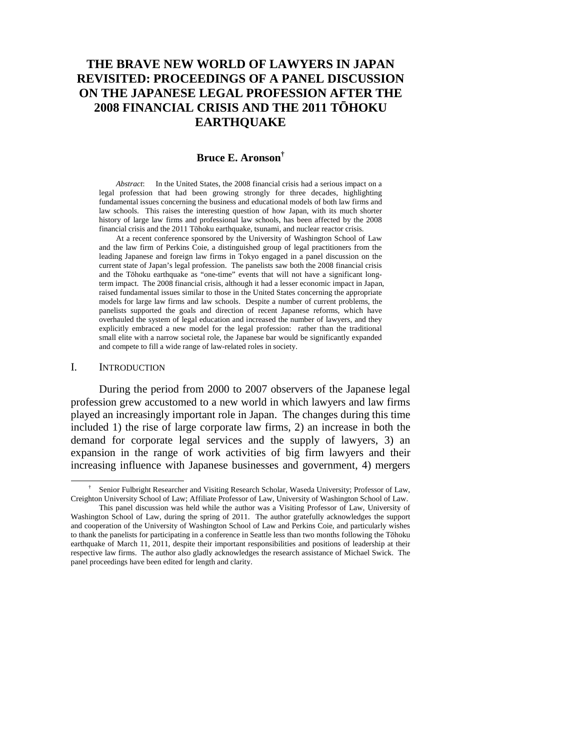# THE BRAVE NEW WORLD OF LAWYERS IN JAPAN REVISITED: PROCEEDINGS OF A PANEL DISCUSSION ON THE JAPANESE LEGAL PROFESSION AFTER THE 2008 FINANCIAL CRISIS AND THE 2011 TŌHOKU EARTHQUAKE

**Bruce E. Aronson**[†]

*Abstract*: In the United States, the 2008 financial crisis had a serious impact on a legal profession that had been growing strongly for three decades, highlighting fundamental issues concerning the business and educational models of both law firms and law schools. This raises the interesting question of how Japan, with its much shorter history of large law firms and professional law schools, has been affected by the 2008 financial crisis and the 2011 Tōhoku earthquake, tsunami, and nuclear reactor crisis.

At a recent conference sponsored by the University of Washington School of Law and the law firm of Perkins Coie, a distinguished group of legal practitioners from the leading Japanese and foreign law firms in Tokyo engaged in a panel discussion on the current state of Japan's legal profession. The panelists saw both the 2008 financial crisis and the Tōhoku earthquake as "one-time" events that will not have a significant long-term impact. The 2008 financial crisis, although it had a lesser economic impact in Japan, raised fundamental issues similar to those in the United States concerning the appropriate models for large law firms and law schools. Despite a number of current problems, the panelists supported the goals and direction of recent Japanese reforms, which have overhauled the system of legal education and increased the number of lawyers, and they explicitly embraced a new model for the legal profession: rather than the traditional small elite with a narrow societal role, the Japanese bar would be significantly expanded and compete to fill a wide range of law-related roles in society.

## I. INTRODUCTION

During the period from 2000 to 2007 observers of the Japanese legal profession grew accustomed to a new world in which lawyers and law firms played an increasingly important role in Japan. The changes during this time included 1) the rise of large corporate law firms, 2) an increase in both the demand for corporate legal services and the supply of lawyers, 3) an expansion in the range of work activities of big firm lawyers and their increasing influence with Japanese businesses and government, 4) mergers

---

[†] Senior Fulbright Researcher and Visiting Research Scholar, Waseda University; Professor of Law, Creighton University School of Law; Affiliate Professor of Law, University of Washington School of Law.

This panel discussion was held while the author was a Visiting Professor of Law, University of Washington School of Law, during the spring of 2011. The author gratefully acknowledges the support and cooperation of the University of Washington School of Law and Perkins Coie, and particularly wishes to thank the panelists for participating in a conference in Seattle less than two months following the Tōhoku earthquake of March 11, 2011, despite their important responsibilities and positions of leadership at their respective law firms. The author also gladly acknowledges the research assistance of Michael Swick. The panel proceedings have been edited for length and clarity.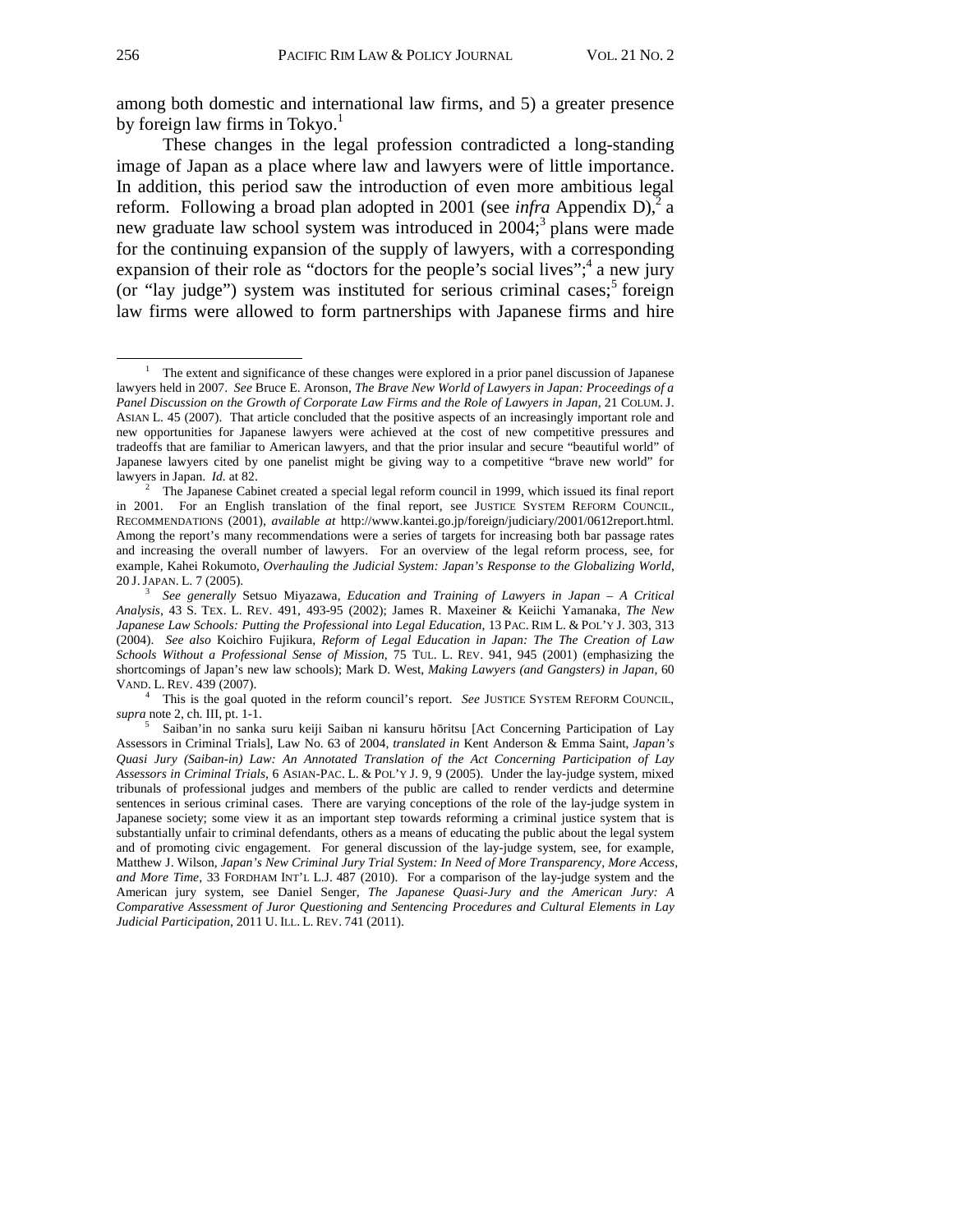among both domestic and international law firms, and 5) a greater presence by foreign law firms in Tokyo.[1]

These changes in the legal profession contradicted a long-standing image of Japan as a place where law and lawyers were of little importance. In addition, this period saw the introduction of even more ambitious legal reform. Following a broad plan adopted in 2001 (see *infra* Appendix D),[2] a new graduate law school system was introduced in 2004;[3] plans were made for the continuing expansion of the supply of lawyers, with a corresponding expansion of their role as "doctors for the people's social lives";[4] a new jury (or "lay judge") system was instituted for serious criminal cases;[5] foreign law firms were allowed to form partnerships with Japanese firms and hire

---

[1] The extent and significance of these changes were explored in a prior panel discussion of Japanese lawyers held in 2007. *See* Bruce E. Aronson, *The Brave New World of Lawyers in Japan: Proceedings of a Panel Discussion on the Growth of Corporate Law Firms and the Role of Lawyers in Japan*, 21 COLUM. J. ASIAN L. 45 (2007). That article concluded that the positive aspects of an increasingly important role and new opportunities for Japanese lawyers were achieved at the cost of new competitive pressures and tradeoffs that are familiar to American lawyers, and that the prior insular and secure "beautiful world" of Japanese lawyers cited by one panelist might be giving way to a competitive "brave new world" for lawyers in Japan. *Id.* at 82.

[2] The Japanese Cabinet created a special legal reform council in 1999, which issued its final report in 2001. For an English translation of the final report, see JUSTICE SYSTEM REFORM COUNCIL, RECOMMENDATIONS (2001), *available at* http://www.kantei.go.jp/foreign/judiciary/2001/0612report.html. Among the report's many recommendations were a series of targets for increasing both bar passage rates and increasing the overall number of lawyers. For an overview of the legal reform process, see, for example, Kahei Rokumoto, *Overhauling the Judicial System: Japan's Response to the Globalizing World*, 20 J. JAPAN. L. 7 (2005).

[3] *See generally* Setsuo Miyazawa, *Education and Training of Lawyers in Japan – A Critical Analysis*, 43 S. TEX. L. REV. 491, 493-95 (2002); James R. Maxeiner & Keiichi Yamanaka, *The New Japanese Law Schools: Putting the Professional into Legal Education*, 13 PAC. RIM L. & POL'Y J. 303, 313 (2004). *See also* Koichiro Fujikura, *Reform of Legal Education in Japan: The The Creation of Law Schools Without a Professional Sense of Mission*, 75 TUL. L. REV. 941, 945 (2001) (emphasizing the shortcomings of Japan's new law schools); Mark D. West, *Making Lawyers (and Gangsters) in Japan*, 60 VAND. L. REV. 439 (2007).

[4] This is the goal quoted in the reform council's report. *See* JUSTICE SYSTEM REFORM COUNCIL, *supra* note 2, ch. III, pt. 1-1.

[5] Saiban'in no sanka suru keiji Saiban ni kansuru hōritsu [Act Concerning Participation of Lay Assessors in Criminal Trials], Law No. 63 of 2004, *translated in* Kent Anderson & Emma Saint, *Japan's Quasi Jury (Saiban-in) Law: An Annotated Translation of the Act Concerning Participation of Lay Assessors in Criminal Trials*, 6 ASIAN-PAC. L. & POL'Y J. 9, 9 (2005). Under the lay-judge system, mixed tribunals of professional judges and members of the public are called to render verdicts and determine sentences in serious criminal cases. There are varying conceptions of the role of the lay-judge system in Japanese society; some view it as an important step towards reforming a criminal justice system that is substantially unfair to criminal defendants, others as a means of educating the public about the legal system and of promoting civic engagement. For general discussion of the lay-judge system, see, for example, Matthew J. Wilson, *Japan's New Criminal Jury Trial System: In Need of More Transparency, More Access, and More Time*, 33 FORDHAM INT'L L.J. 487 (2010). For a comparison of the lay-judge system and the American jury system, see Daniel Senger, *The Japanese Quasi-Jury and the American Jury: A Comparative Assessment of Juror Questioning and Sentencing Procedures and Cultural Elements in Lay Judicial Participation*, 2011 U. ILL. L. REV. 741 (2011).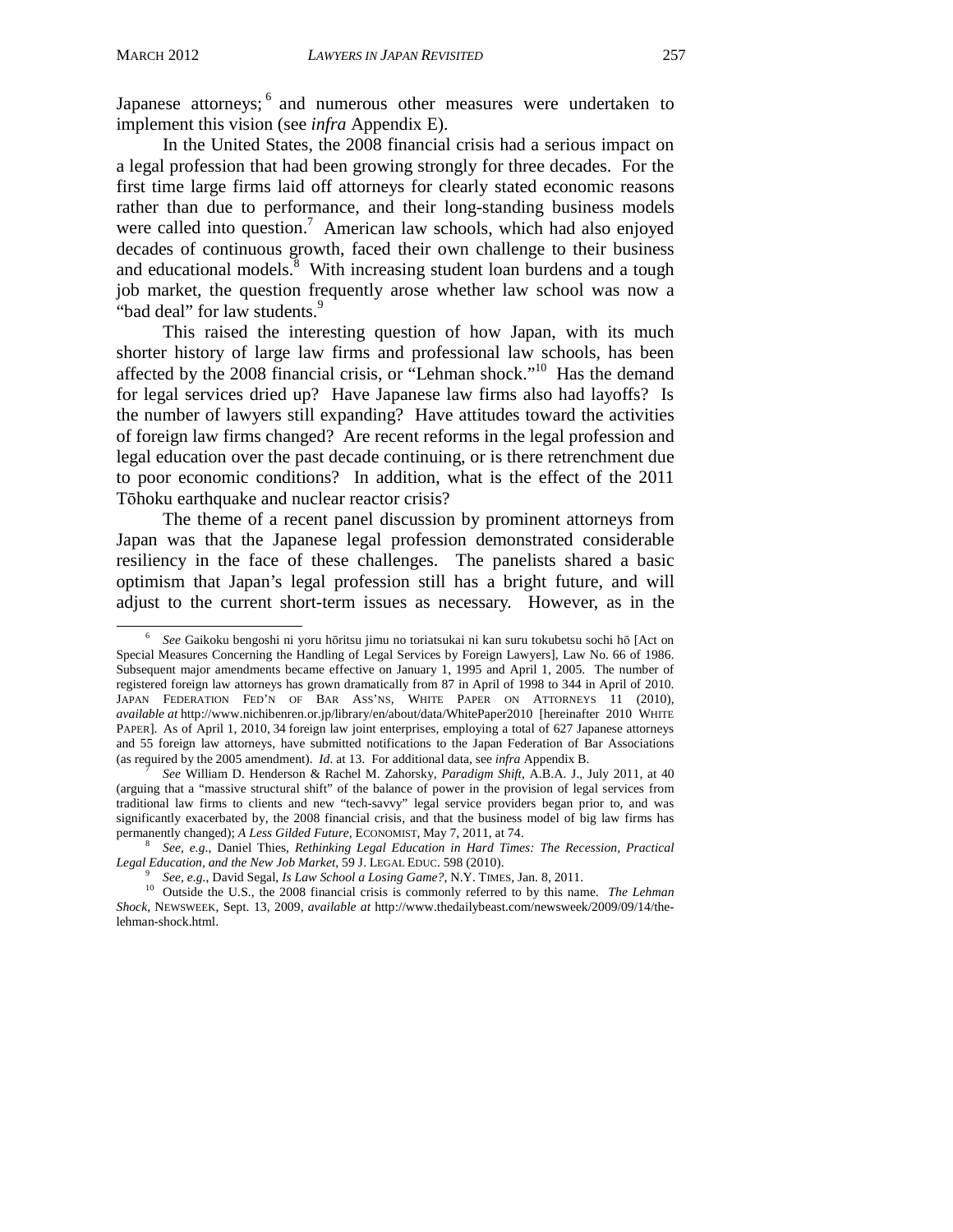Japanese attorneys;[6] and numerous other measures were undertaken to implement this vision (see *infra* Appendix E).

In the United States, the 2008 financial crisis had a serious impact on a legal profession that had been growing strongly for three decades. For the first time large firms laid off attorneys for clearly stated economic reasons rather than due to performance, and their long-standing business models were called into question.[7] American law schools, which had also enjoyed decades of continuous growth, faced their own challenge to their business and educational models.[8] With increasing student loan burdens and a tough job market, the question frequently arose whether law school was now a "bad deal" for law students.[9]

This raised the interesting question of how Japan, with its much shorter history of large law firms and professional law schools, has been affected by the 2008 financial crisis, or "Lehman shock."[10] Has the demand for legal services dried up? Have Japanese law firms also had layoffs? Is the number of lawyers still expanding? Have attitudes toward the activities of foreign law firms changed? Are recent reforms in the legal profession and legal education over the past decade continuing, or is there retrenchment due to poor economic conditions? In addition, what is the effect of the 2011 Tōhoku earthquake and nuclear reactor crisis?

The theme of a recent panel discussion by prominent attorneys from Japan was that the Japanese legal profession demonstrated considerable resiliency in the face of these challenges. The panelists shared a basic optimism that Japan's legal profession still has a bright future, and will adjust to the current short-term issues as necessary. However, as in the

---

[6] *See* Gaikoku bengoshi ni yoru hōritsu jimu no toriatsukai ni kan suru tokubetsu sochi hō [Act on Special Measures Concerning the Handling of Legal Services by Foreign Lawyers], Law No. 66 of 1986. Subsequent major amendments became effective on January 1, 1995 and April 1, 2005. The number of registered foreign law attorneys has grown dramatically from 87 in April of 1998 to 344 in April of 2010. JAPAN FEDERATION FED'N OF BAR ASS'NS, WHITE PAPER ON ATTORNEYS 11 (2010), *available at* http://www.nichibenren.or.jp/library/en/about/data/WhitePaper2010 [hereinafter 2010 WHITE PAPER]. As of April 1, 2010, 34 foreign law joint enterprises, employing a total of 627 Japanese attorneys and 55 foreign law attorneys, have submitted notifications to the Japan Federation of Bar Associations (as required by the 2005 amendment). *Id*. at 13. For additional data, see *infra* Appendix B.

[7] *See* William D. Henderson & Rachel M. Zahorsky, *Paradigm Shift*, A.B.A. J., July 2011, at 40 (arguing that a "massive structural shift" of the balance of power in the provision of legal services from traditional law firms to clients and new "tech-savvy" legal service providers began prior to, and was significantly exacerbated by, the 2008 financial crisis, and that the business model of big law firms has permanently changed); *A Less Gilded Future*, ECONOMIST, May 7, 2011, at 74.

[8] *See, e.g.*, Daniel Thies, *Rethinking Legal Education in Hard Times: The Recession, Practical Legal Education, and the New Job Market*, 59 J. LEGAL EDUC. 598 (2010).

[9] *See, e.g.*, David Segal, *Is Law School a Losing Game?*, N.Y. TIMES, Jan. 8, 2011.

[10] Outside the U.S., the 2008 financial crisis is commonly referred to by this name. *The Lehman Shock*, NEWSWEEK, Sept. 13, 2009, *available at* http://www.thedailybeast.com/newsweek/2009/09/14/the-lehman-shock.html.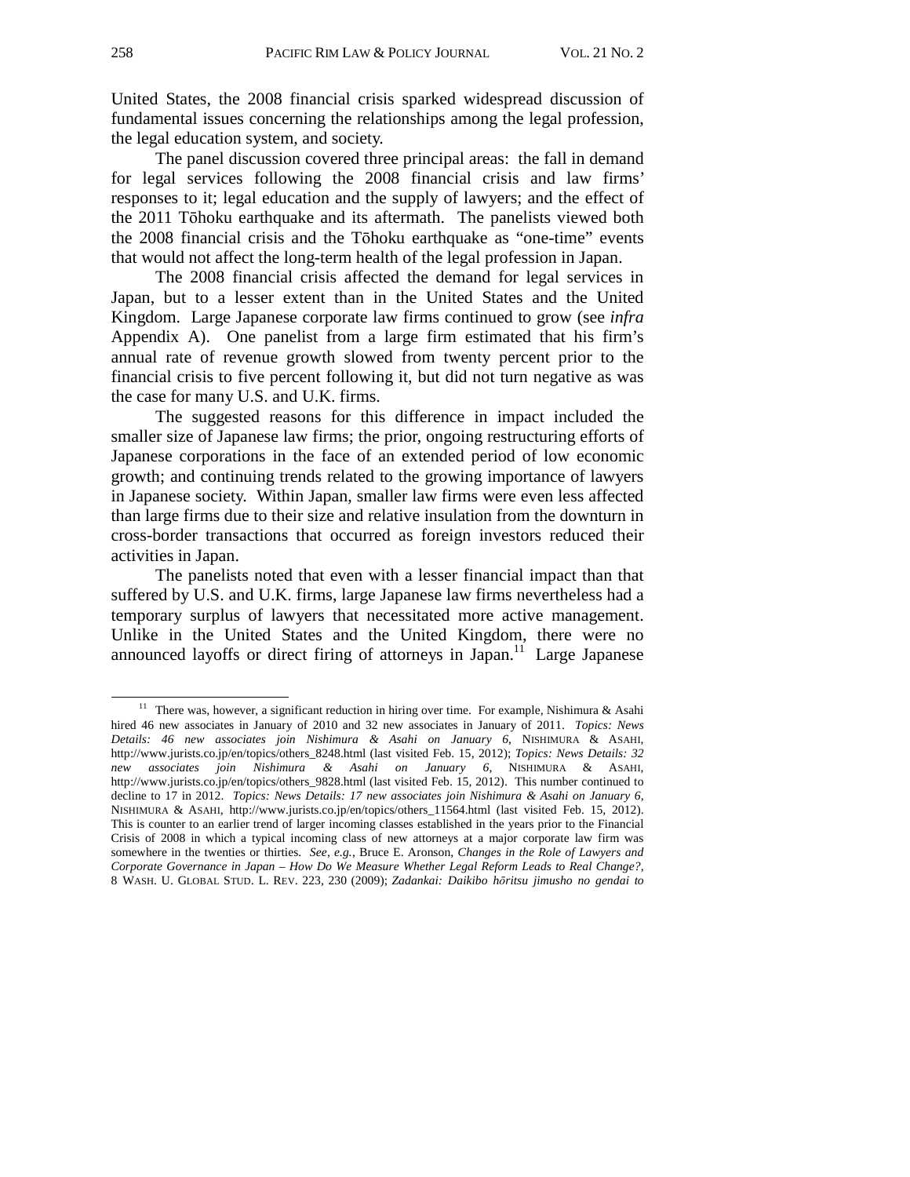United States, the 2008 financial crisis sparked widespread discussion of fundamental issues concerning the relationships among the legal profession, the legal education system, and society.

The panel discussion covered three principal areas: the fall in demand for legal services following the 2008 financial crisis and law firms' responses to it; legal education and the supply of lawyers; and the effect of the 2011 Tōhoku earthquake and its aftermath. The panelists viewed both the 2008 financial crisis and the Tōhoku earthquake as "one-time" events that would not affect the long-term health of the legal profession in Japan.

The 2008 financial crisis affected the demand for legal services in Japan, but to a lesser extent than in the United States and the United Kingdom. Large Japanese corporate law firms continued to grow (see *infra* Appendix A). One panelist from a large firm estimated that his firm's annual rate of revenue growth slowed from twenty percent prior to the financial crisis to five percent following it, but did not turn negative as was the case for many U.S. and U.K. firms.

The suggested reasons for this difference in impact included the smaller size of Japanese law firms; the prior, ongoing restructuring efforts of Japanese corporations in the face of an extended period of low economic growth; and continuing trends related to the growing importance of lawyers in Japanese society. Within Japan, smaller law firms were even less affected than large firms due to their size and relative insulation from the downturn in cross-border transactions that occurred as foreign investors reduced their activities in Japan.

The panelists noted that even with a lesser financial impact than that suffered by U.S. and U.K. firms, large Japanese law firms nevertheless had a temporary surplus of lawyers that necessitated more active management. Unlike in the United States and the United Kingdom, there were no announced layoffs or direct firing of attorneys in Japan.[11] Large Japanese

---

[11] There was, however, a significant reduction in hiring over time. For example, Nishimura & Asahi hired 46 new associates in January of 2010 and 32 new associates in January of 2011. *Topics: News Details: 46 new associates join Nishimura & Asahi on January 6*, NISHIMURA & ASAHI, http://www.jurists.co.jp/en/topics/others_8248.html (last visited Feb. 15, 2012); *Topics: News Details: 32 new associates join Nishimura & Asahi on January 6*, NISHIMURA & ASAHI, http://www.jurists.co.jp/en/topics/others_9828.html (last visited Feb. 15, 2012). This number continued to decline to 17 in 2012. *Topics: News Details: 17 new associates join Nishimura & Asahi on January 6*, NISHIMURA & ASAHI, http://www.jurists.co.jp/en/topics/others_11564.html (last visited Feb. 15, 2012). This is counter to an earlier trend of larger incoming classes established in the years prior to the Financial Crisis of 2008 in which a typical incoming class of new attorneys at a major corporate law firm was somewhere in the twenties or thirties. *See, e.g.*, Bruce E. Aronson, *Changes in the Role of Lawyers and Corporate Governance in Japan – How Do We Measure Whether Legal Reform Leads to Real Change?*, 8 WASH. U. GLOBAL STUD. L. REV. 223, 230 (2009); *Zadankai: Daikibo hōritsu jimusho no gendai to*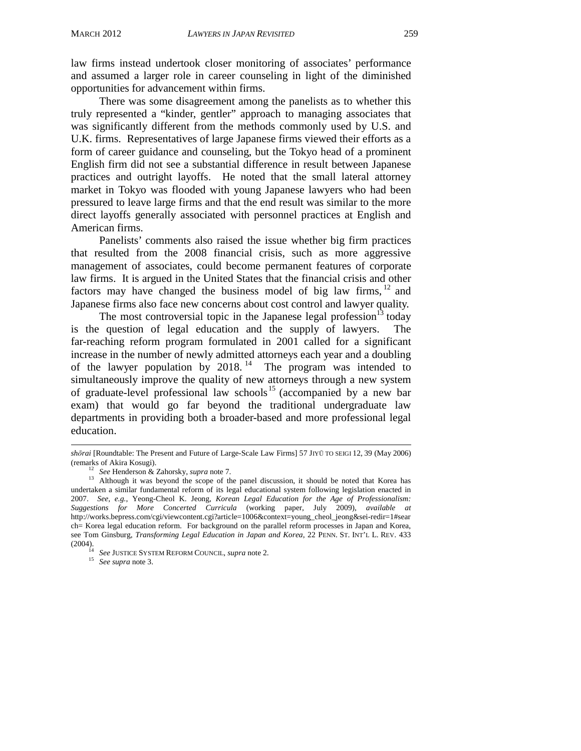law firms instead undertook closer monitoring of associates' performance and assumed a larger role in career counseling in light of the diminished opportunities for advancement within firms.

There was some disagreement among the panelists as to whether this truly represented a "kinder, gentler" approach to managing associates that was significantly different from the methods commonly used by U.S. and U.K. firms. Representatives of large Japanese firms viewed their efforts as a form of career guidance and counseling, but the Tokyo head of a prominent English firm did not see a substantial difference in result between Japanese practices and outright layoffs. He noted that the small lateral attorney market in Tokyo was flooded with young Japanese lawyers who had been pressured to leave large firms and that the end result was similar to the more direct layoffs generally associated with personnel practices at English and American firms.

Panelists' comments also raised the issue whether big firm practices that resulted from the 2008 financial crisis, such as more aggressive management of associates, could become permanent features of corporate law firms. It is argued in the United States that the financial crisis and other factors may have changed the business model of big law firms,[12] and Japanese firms also face new concerns about cost control and lawyer quality.

The most controversial topic in the Japanese legal profession[13] today is the question of legal education and the supply of lawyers. The far-reaching reform program formulated in 2001 called for a significant increase in the number of newly admitted attorneys each year and a doubling of the lawyer population by 2018.[14] The program was intended to simultaneously improve the quality of new attorneys through a new system of graduate-level professional law schools[15] (accompanied by a new bar exam) that would go far beyond the traditional undergraduate law departments in providing both a broader-based and more professional legal education.

---

*shōrai* [Roundtable: The Present and Future of Large-Scale Law Firms] 57 JIYŪ TO SEIGI 12, 39 (May 2006) (remarks of Akira Kosugi).

[12] *See* Henderson & Zahorsky, *supra* note 7.

[13] Although it was beyond the scope of the panel discussion, it should be noted that Korea has undertaken a similar fundamental reform of its legal educational system following legislation enacted in 2007. *See, e.g.*, Yeong-Cheol K. Jeong, *Korean Legal Education for the Age of Professionalism: Suggestions for More Concerted Curricula* (working paper, July 2009), *available at* http://works.bepress.com/cgi/viewcontent.cgi?article=1006&context=young_cheol_jeong&sei-redir=1#search= Korea legal education reform. For background on the parallel reform processes in Japan and Korea, see Tom Ginsburg, *Transforming Legal Education in Japan and Korea*, 22 PENN. ST. INT'L L. REV. 433 (2004).

[14] *See* JUSTICE SYSTEM REFORM COUNCIL, *supra* note 2.

[15] *See supra* note 3.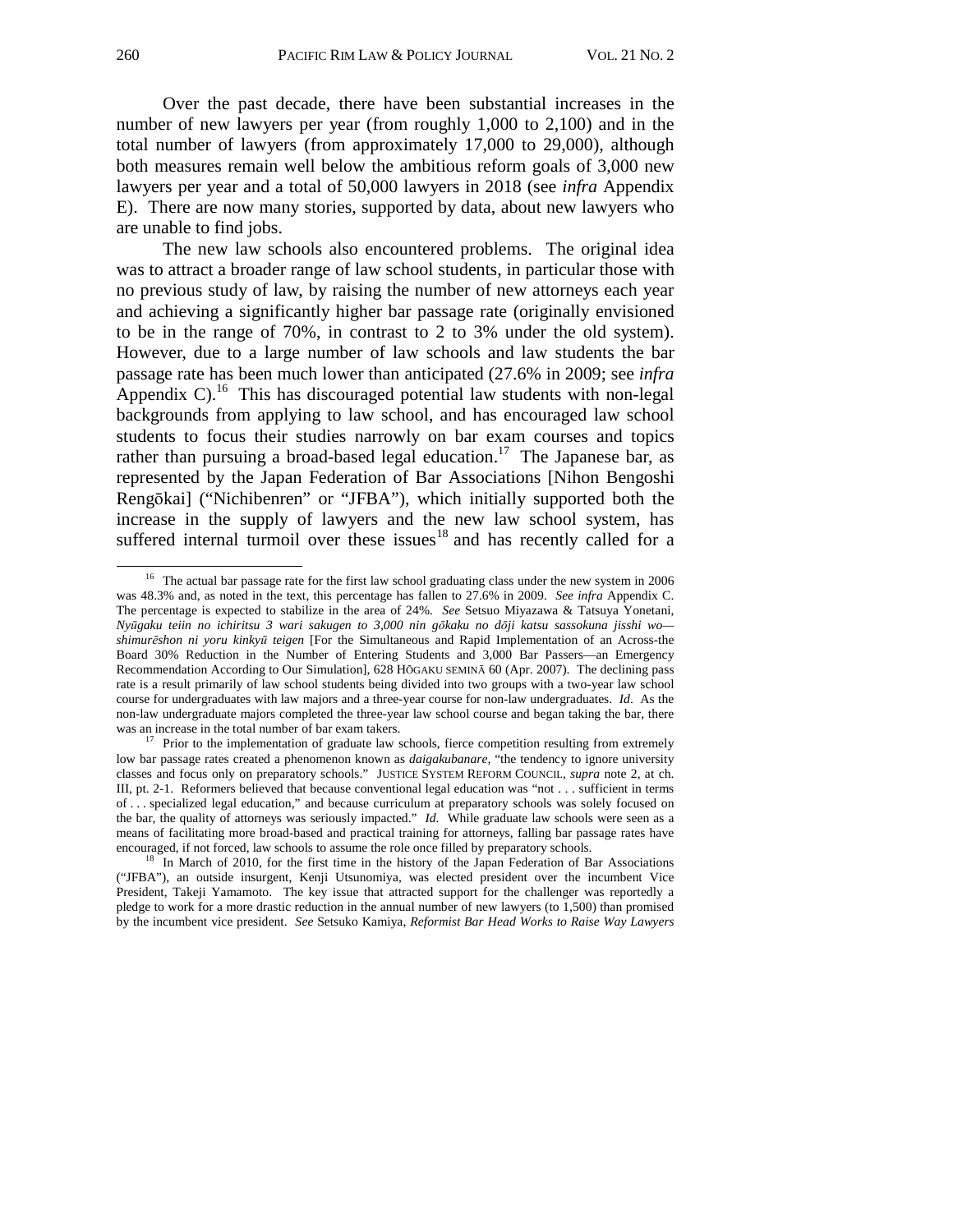Over the past decade, there have been substantial increases in the number of new lawyers per year (from roughly 1,000 to 2,100) and in the total number of lawyers (from approximately 17,000 to 29,000), although both measures remain well below the ambitious reform goals of 3,000 new lawyers per year and a total of 50,000 lawyers in 2018 (see *infra* Appendix E). There are now many stories, supported by data, about new lawyers who are unable to find jobs.

The new law schools also encountered problems. The original idea was to attract a broader range of law school students, in particular those with no previous study of law, by raising the number of new attorneys each year and achieving a significantly higher bar passage rate (originally envisioned to be in the range of 70%, in contrast to 2 to 3% under the old system). However, due to a large number of law schools and law students the bar passage rate has been much lower than anticipated (27.6% in 2009; see *infra* Appendix C).[16] This has discouraged potential law students with non-legal backgrounds from applying to law school, and has encouraged law school students to focus their studies narrowly on bar exam courses and topics rather than pursuing a broad-based legal education.[17] The Japanese bar, as represented by the Japan Federation of Bar Associations [Nihon Bengoshi Rengōkai] ("Nichibenren" or "JFBA"), which initially supported both the increase in the supply of lawyers and the new law school system, has suffered internal turmoil over these issues[18] and has recently called for a

---

[16] The actual bar passage rate for the first law school graduating class under the new system in 2006 was 48.3% and, as noted in the text, this percentage has fallen to 27.6% in 2009. *See infra* Appendix C. The percentage is expected to stabilize in the area of 24%. *See* Setsuo Miyazawa & Tatsuya Yonetani, *Nyūgaku teiin no ichiritsu 3 wari sakugen to 3,000 nin gōkaku no dōji katsu sassokuna jisshi wo—shimurēshon ni yoru kinkyū teigen* [For the Simultaneous and Rapid Implementation of an Across-the Board 30% Reduction in the Number of Entering Students and 3,000 Bar Passers—an Emergency Recommendation According to Our Simulation], 628 HŌGAKU SEMINĀ 60 (Apr. 2007). The declining pass rate is a result primarily of law school students being divided into two groups with a two-year law school course for undergraduates with law majors and a three-year course for non-law undergraduates. *Id*. As the non-law undergraduate majors completed the three-year law school course and began taking the bar, there was an increase in the total number of bar exam takers.

[17] Prior to the implementation of graduate law schools, fierce competition resulting from extremely low bar passage rates created a phenomenon known as *daigakubanare*, "the tendency to ignore university classes and focus only on preparatory schools." JUSTICE SYSTEM REFORM COUNCIL, *supra* note 2, at ch. III, pt. 2-1. Reformers believed that because conventional legal education was "not . . . sufficient in terms of . . . specialized legal education," and because curriculum at preparatory schools was solely focused on the bar, the quality of attorneys was seriously impacted." *Id.* While graduate law schools were seen as a means of facilitating more broad-based and practical training for attorneys, falling bar passage rates have encouraged, if not forced, law schools to assume the role once filled by preparatory schools.

[18] In March of 2010, for the first time in the history of the Japan Federation of Bar Associations ("JFBA"), an outside insurgent, Kenji Utsunomiya, was elected president over the incumbent Vice President, Takeji Yamamoto. The key issue that attracted support for the challenger was reportedly a pledge to work for a more drastic reduction in the annual number of new lawyers (to 1,500) than promised by the incumbent vice president. *See* Setsuko Kamiya, *Reformist Bar Head Works to Raise Way Lawyers*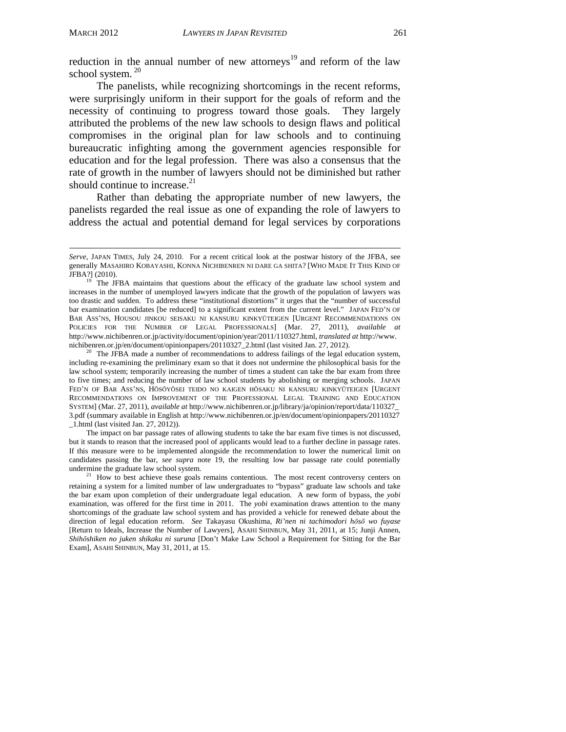reduction in the annual number of new attorneys[19] and reform of the law school system.[20]

The panelists, while recognizing shortcomings in the recent reforms, were surprisingly uniform in their support for the goals of reform and the necessity of continuing to progress toward those goals. They largely attributed the problems of the new law schools to design flaws and political compromises in the original plan for law schools and to continuing bureaucratic infighting among the government agencies responsible for education and for the legal profession. There was also a consensus that the rate of growth in the number of lawyers should not be diminished but rather should continue to increase.[21]

Rather than debating the appropriate number of new lawyers, the panelists regarded the real issue as one of expanding the role of lawyers to address the actual and potential demand for legal services by corporations

---

*Serve*, JAPAN TIMES, July 24, 2010. For a recent critical look at the postwar history of the JFBA, see generally MASAHIRO KOBAYASHI, KONNA NICHIBENREN NI DARE GA SHITA? [WHO MADE IT THIS KIND OF JFBA?] (2010).

[19] The JFBA maintains that questions about the efficacy of the graduate law school system and increases in the number of unemployed lawyers indicate that the growth of the population of lawyers was too drastic and sudden. To address these "institutional distortions" it urges that the "number of successful bar examination candidates [be reduced] to a significant extent from the current level." JAPAN FED'N OF BAR ASS'NS, HOUSOU JINKOU SEISAKU NI KANSURU KINKYŪTEIGEN [URGENT RECOMMENDATIONS ON POLICIES FOR THE NUMBER OF LEGAL PROFESSIONALS] (Mar. 27, 2011), *available at* http://www.nichibenren.or.jp/activity/document/opinion/year/2011/110327.html, *translated at* http://www.nichibenren.or.jp/en/document/opinionpapers/20110327_2.html (last visited Jan. 27, 2012).

[20] The JFBA made a number of recommendations to address failings of the legal education system, including re-examining the preliminary exam so that it does not undermine the philosophical basis for the law school system; temporarily increasing the number of times a student can take the bar exam from three to five times; and reducing the number of law school students by abolishing or merging schools. JAPAN FED'N OF BAR ASS'NS, HŌSŌYŌSEI TEIDO NO KAIGEN HŌSAKU NI KANSURU KINKYŪTEIGEN [URGENT RECOMMENDATIONS ON IMPROVEMENT OF THE PROFESSIONAL LEGAL TRAINING AND EDUCATION SYSTEM] (Mar. 27, 2011), *available at* http://www.nichibenren.or.jp/library/ja/opinion/report/data/110327_3.pdf (summary available in English at http://www.nichibenren.or.jp/en/document/opinionpapers/20110327_1.html (last visited Jan. 27, 2012)).

The impact on bar passage rates of allowing students to take the bar exam five times is not discussed, but it stands to reason that the increased pool of applicants would lead to a further decline in passage rates. If this measure were to be implemented alongside the recommendation to lower the numerical limit on candidates passing the bar, *see supra* note 19, the resulting low bar passage rate could potentially undermine the graduate law school system.

[21] How to best achieve these goals remains contentious. The most recent controversy centers on retaining a system for a limited number of law undergraduates to "bypass" graduate law schools and take the bar exam upon completion of their undergraduate legal education. A new form of bypass, the *yobi* examination, was offered for the first time in 2011. The *yobi* examination draws attention to the many shortcomings of the graduate law school system and has provided a vehicle for renewed debate about the direction of legal education reform. *See* Takayasu Okushima, *Ri'nen ni tachimodori hōsō wo fuyase* [Return to Ideals, Increase the Number of Lawyers], ASAHI SHINBUN, May 31, 2011, at 15; Junji Annen, *Shihōshiken no juken shikaku ni suruna* [Don't Make Law School a Requirement for Sitting for the Bar Exam], ASAHI SHINBUN, May 31, 2011, at 15.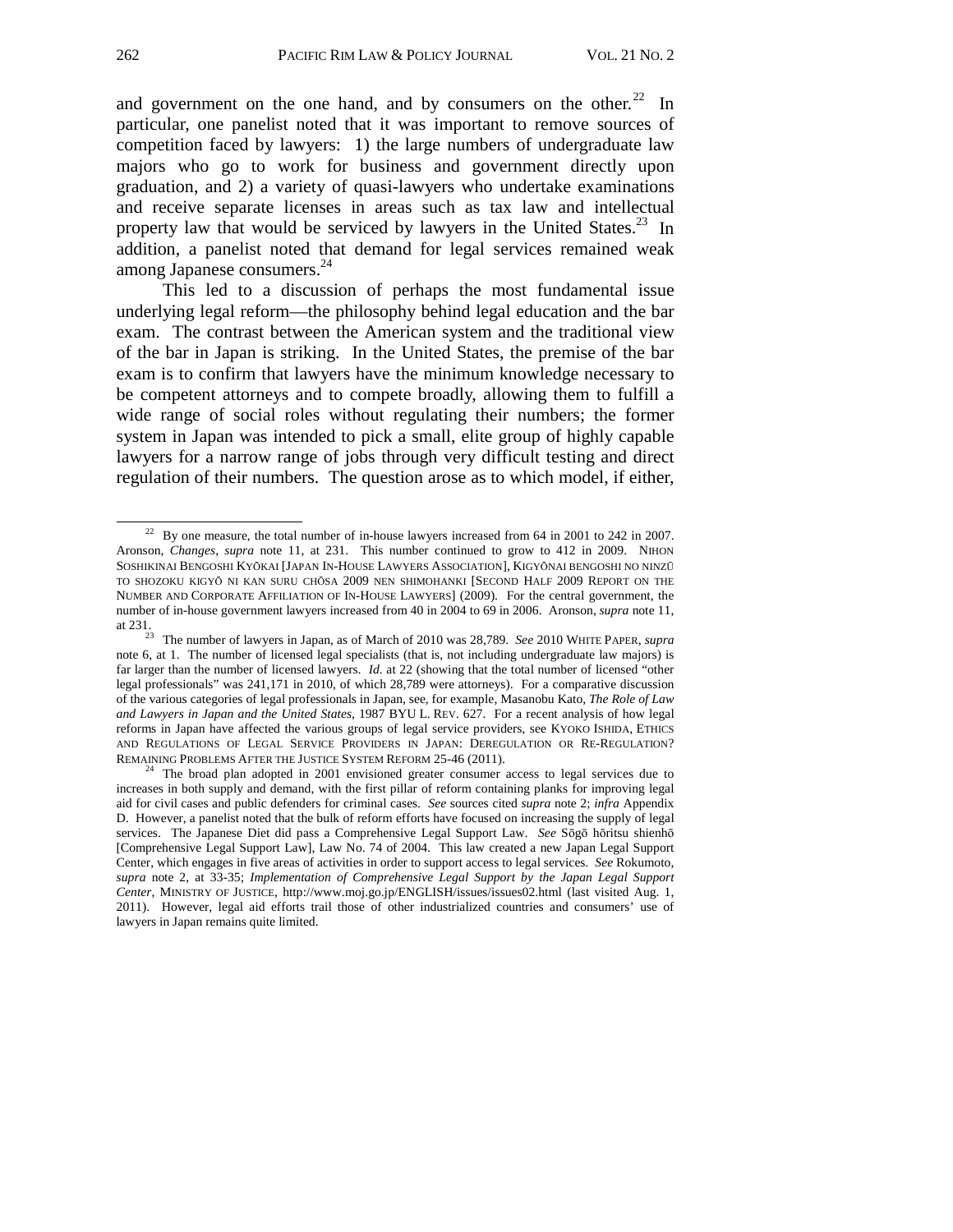and government on the one hand, and by consumers on the other.[22] In particular, one panelist noted that it was important to remove sources of competition faced by lawyers: 1) the large numbers of undergraduate law majors who go to work for business and government directly upon graduation, and 2) a variety of quasi-lawyers who undertake examinations and receive separate licenses in areas such as tax law and intellectual property law that would be serviced by lawyers in the United States.[23] In addition, a panelist noted that demand for legal services remained weak among Japanese consumers.[24]

This led to a discussion of perhaps the most fundamental issue underlying legal reform—the philosophy behind legal education and the bar exam. The contrast between the American system and the traditional view of the bar in Japan is striking. In the United States, the premise of the bar exam is to confirm that lawyers have the minimum knowledge necessary to be competent attorneys and to compete broadly, allowing them to fulfill a wide range of social roles without regulating their numbers; the former system in Japan was intended to pick a small, elite group of highly capable lawyers for a narrow range of jobs through very difficult testing and direct regulation of their numbers. The question arose as to which model, if either,

---

[22] By one measure, the total number of in-house lawyers increased from 64 in 2001 to 242 in 2007. Aronson, *Changes*, *supra* note 11, at 231. This number continued to grow to 412 in 2009. NIHON SOSHIKINAI BENGOSHI KYŌKAI [JAPAN IN-HOUSE LAWYERS ASSOCIATION], KIGYŌNAI BENGOSHI NO NINZŪ TO SHOZOKU KIGYŌ NI KAN SURU CHŌSA 2009 NEN SHIMOHANKI [SECOND HALF 2009 REPORT ON THE NUMBER AND CORPORATE AFFILIATION OF IN-HOUSE LAWYERS] (2009). For the central government, the number of in-house government lawyers increased from 40 in 2004 to 69 in 2006. Aronson, *supra* note 11, at 231.

[23] The number of lawyers in Japan, as of March of 2010 was 28,789. *See* 2010 WHITE PAPER, *supra* note 6, at 1. The number of licensed legal specialists (that is, not including undergraduate law majors) is far larger than the number of licensed lawyers. *Id.* at 22 (showing that the total number of licensed "other legal professionals" was 241,171 in 2010, of which 28,789 were attorneys). For a comparative discussion of the various categories of legal professionals in Japan, see, for example, Masanobu Kato, *The Role of Law and Lawyers in Japan and the United States*, 1987 BYU L. REV. 627. For a recent analysis of how legal reforms in Japan have affected the various groups of legal service providers, see KYOKO ISHIDA, ETHICS AND REGULATIONS OF LEGAL SERVICE PROVIDERS IN JAPAN: DEREGULATION OR RE-REGULATION? REMAINING PROBLEMS AFTER THE JUSTICE SYSTEM REFORM 25-46 (2011).

[24] The broad plan adopted in 2001 envisioned greater consumer access to legal services due to increases in both supply and demand, with the first pillar of reform containing planks for improving legal aid for civil cases and public defenders for criminal cases. *See* sources cited *supra* note 2; *infra* Appendix D. However, a panelist noted that the bulk of reform efforts have focused on increasing the supply of legal services. The Japanese Diet did pass a Comprehensive Legal Support Law. *See* Sōgō hōritsu shienhō [Comprehensive Legal Support Law], Law No. 74 of 2004. This law created a new Japan Legal Support Center, which engages in five areas of activities in order to support access to legal services. *See* Rokumoto, *supra* note 2, at 33-35; *Implementation of Comprehensive Legal Support by the Japan Legal Support Center*, MINISTRY OF JUSTICE, http://www.moj.go.jp/ENGLISH/issues/issues02.html (last visited Aug. 1, 2011). However, legal aid efforts trail those of other industrialized countries and consumers' use of lawyers in Japan remains quite limited.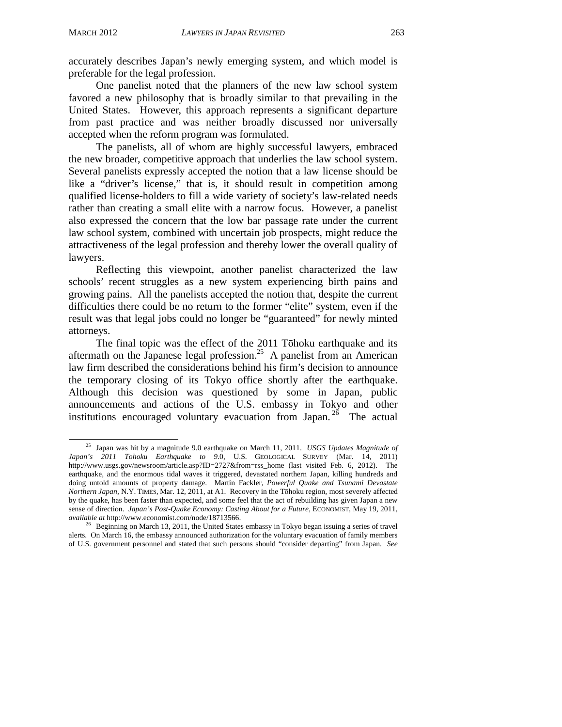accurately describes Japan's newly emerging system, and which model is preferable for the legal profession.

One panelist noted that the planners of the new law school system favored a new philosophy that is broadly similar to that prevailing in the United States. However, this approach represents a significant departure from past practice and was neither broadly discussed nor universally accepted when the reform program was formulated.

The panelists, all of whom are highly successful lawyers, embraced the new broader, competitive approach that underlies the law school system. Several panelists expressly accepted the notion that a law license should be like a "driver's license," that is, it should result in competition among qualified license-holders to fill a wide variety of society's law-related needs rather than creating a small elite with a narrow focus. However, a panelist also expressed the concern that the low bar passage rate under the current law school system, combined with uncertain job prospects, might reduce the attractiveness of the legal profession and thereby lower the overall quality of lawyers.

Reflecting this viewpoint, another panelist characterized the law schools' recent struggles as a new system experiencing birth pains and growing pains. All the panelists accepted the notion that, despite the current difficulties there could be no return to the former "elite" system, even if the result was that legal jobs could no longer be "guaranteed" for newly minted attorneys.

The final topic was the effect of the 2011 Tōhoku earthquake and its aftermath on the Japanese legal profession.[25] A panelist from an American law firm described the considerations behind his firm's decision to announce the temporary closing of its Tokyo office shortly after the earthquake. Although this decision was questioned by some in Japan, public announcements and actions of the U.S. embassy in Tokyo and other institutions encouraged voluntary evacuation from Japan.[26] The actual

---

[25] Japan was hit by a magnitude 9.0 earthquake on March 11, 2011. *USGS Updates Magnitude of Japan's 2011 Tohoku Earthquake to 9.0*, U.S. GEOLOGICAL SURVEY (Mar. 14, 2011) http://www.usgs.gov/newsroom/article.asp?ID=2727&from=rss_home (last visited Feb. 6, 2012). The earthquake, and the enormous tidal waves it triggered, devastated northern Japan, killing hundreds and doing untold amounts of property damage. Martin Fackler, *Powerful Quake and Tsunami Devastate Northern Japan*, N.Y. TIMES, Mar. 12, 2011, at A1. Recovery in the Tōhoku region, most severely affected by the quake, has been faster than expected, and some feel that the act of rebuilding has given Japan a new sense of direction. *Japan's Post-Quake Economy: Casting About for a Future*, ECONOMIST, May 19, 2011, *available at* http://www.economist.com/node/18713566.

[26] Beginning on March 13, 2011, the United States embassy in Tokyo began issuing a series of travel alerts. On March 16, the embassy announced authorization for the voluntary evacuation of family members of U.S. government personnel and stated that such persons should "consider departing" from Japan. *See*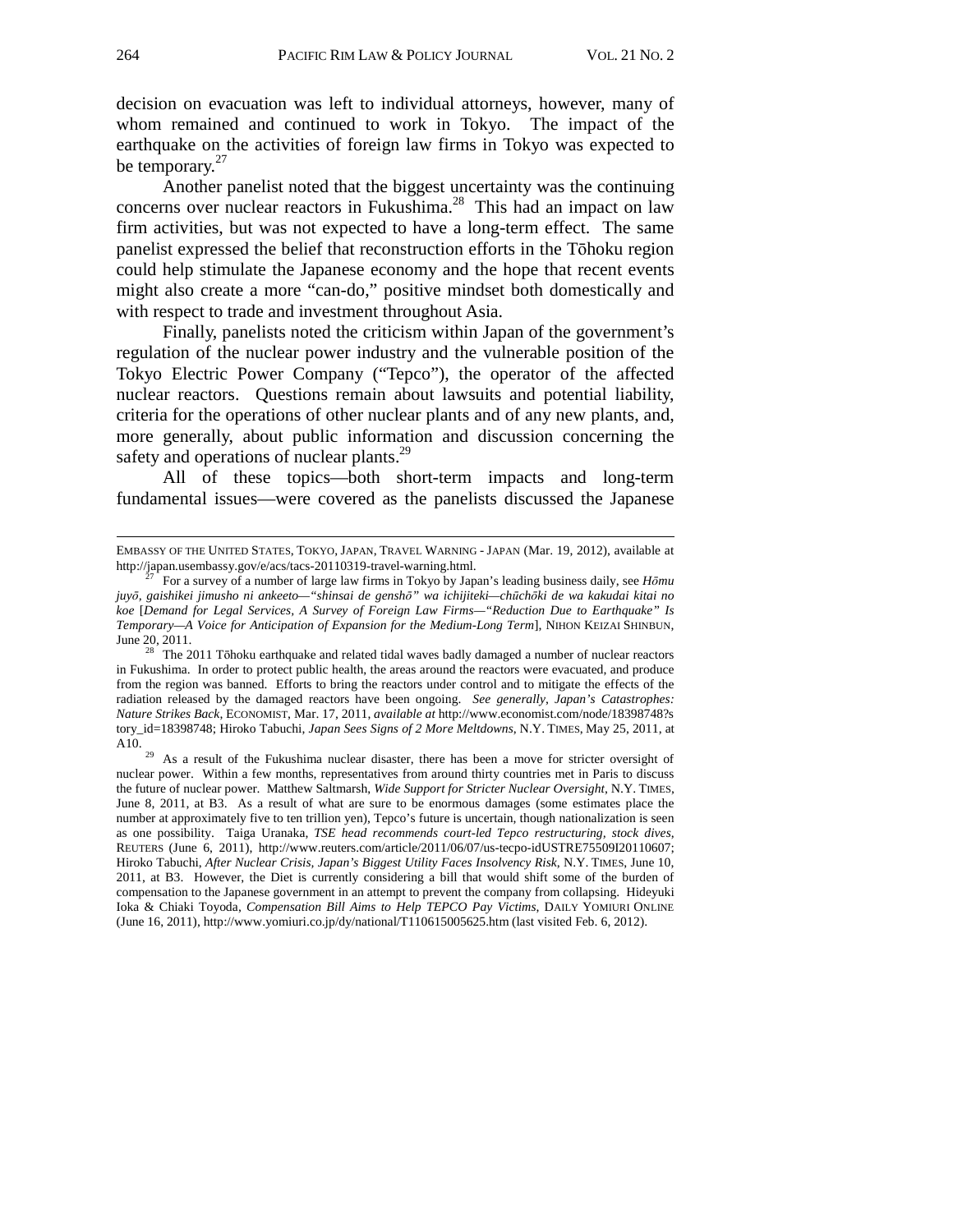decision on evacuation was left to individual attorneys, however, many of whom remained and continued to work in Tokyo. The impact of the earthquake on the activities of foreign law firms in Tokyo was expected to be temporary.[27]

Another panelist noted that the biggest uncertainty was the continuing concerns over nuclear reactors in Fukushima.[28] This had an impact on law firm activities, but was not expected to have a long-term effect. The same panelist expressed the belief that reconstruction efforts in the Tōhoku region could help stimulate the Japanese economy and the hope that recent events might also create a more "can-do," positive mindset both domestically and with respect to trade and investment throughout Asia.

Finally, panelists noted the criticism within Japan of the government's regulation of the nuclear power industry and the vulnerable position of the Tokyo Electric Power Company ("Tepco"), the operator of the affected nuclear reactors. Questions remain about lawsuits and potential liability, criteria for the operations of other nuclear plants and of any new plants, and, more generally, about public information and discussion concerning the safety and operations of nuclear plants.[29]

All of these topics—both short-term impacts and long-term fundamental issues—were covered as the panelists discussed the Japanese

---

EMBASSY OF THE UNITED STATES, TOKYO, JAPAN, TRAVEL WARNING - JAPAN (Mar. 19, 2012), available at http://japan.usembassy.gov/e/acs/tacs-20110319-travel-warning.html.

[27] For a survey of a number of large law firms in Tokyo by Japan's leading business daily, see *Hōmu juyō, gaishikei jimusho ni ankeeto—"shinsai de genshō" wa ichijiteki—chūchōki de wa kakudai kitai no koe* [*Demand for Legal Services, A Survey of Foreign Law Firms—"Reduction Due to Earthquake" Is Temporary—A Voice for Anticipation of Expansion for the Medium-Long Term*], NIHON KEIZAI SHINBUN, June 20, 2011.

[28] The 2011 Tōhoku earthquake and related tidal waves badly damaged a number of nuclear reactors in Fukushima. In order to protect public health, the areas around the reactors were evacuated, and produce from the region was banned. Efforts to bring the reactors under control and to mitigate the effects of the radiation released by the damaged reactors have been ongoing. *See generally*, *Japan's Catastrophes: Nature Strikes Back*, ECONOMIST, Mar. 17, 2011, *available at* http://www.economist.com/node/18398748?story_id=18398748; Hiroko Tabuchi, *Japan Sees Signs of 2 More Meltdowns*, N.Y. TIMES, May 25, 2011, at A10.

[29] As a result of the Fukushima nuclear disaster, there has been a move for stricter oversight of nuclear power. Within a few months, representatives from around thirty countries met in Paris to discuss the future of nuclear power. Matthew Saltmarsh, *Wide Support for Stricter Nuclear Oversight*, N.Y. TIMES, June 8, 2011, at B3. As a result of what are sure to be enormous damages (some estimates place the number at approximately five to ten trillion yen), Tepco's future is uncertain, though nationalization is seen as one possibility. Taiga Uranaka, *TSE head recommends court-led Tepco restructuring, stock dives*, REUTERS (June 6, 2011), http://www.reuters.com/article/2011/06/07/us-tecpo-idUSTRE75509I20110607; Hiroko Tabuchi, *After Nuclear Crisis, Japan's Biggest Utility Faces Insolvency Risk*, N.Y. TIMES, June 10, 2011, at B3. However, the Diet is currently considering a bill that would shift some of the burden of compensation to the Japanese government in an attempt to prevent the company from collapsing. Hideyuki Ioka & Chiaki Toyoda, *Compensation Bill Aims to Help TEPCO Pay Victims*, DAILY YOMIURI ONLINE (June 16, 2011), http://www.yomiuri.co.jp/dy/national/T110615005625.htm (last visited Feb. 6, 2012).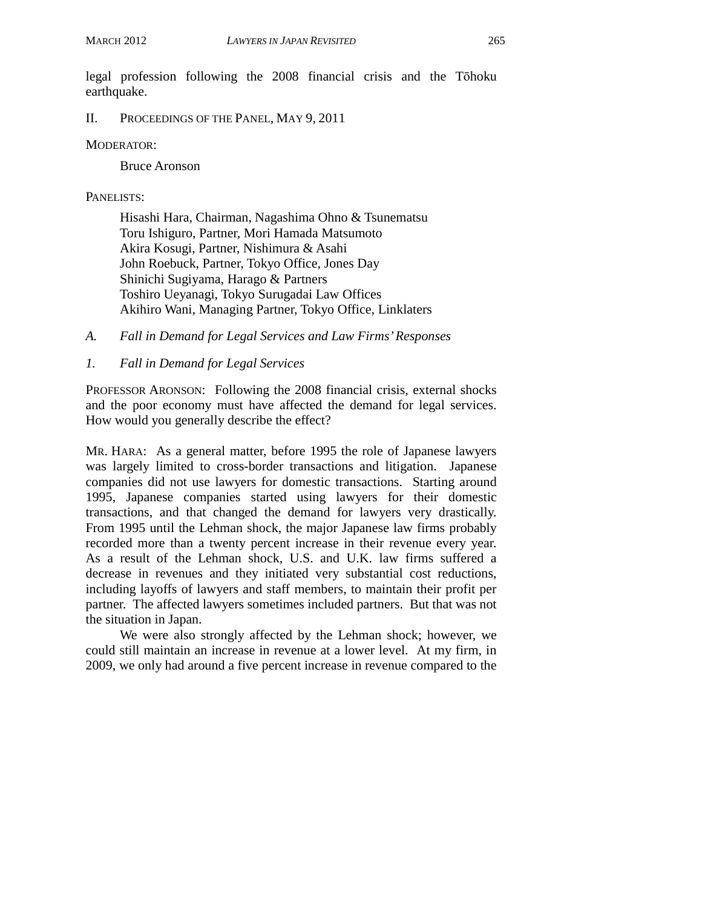legal profession following the 2008 financial crisis and the Tōhoku earthquake.

## II. PROCEEDINGS OF THE PANEL, MAY 9, 2011

MODERATOR:

Bruce Aronson

PANELISTS:

Hisashi Hara, Chairman, Nagashima Ohno & Tsunematsu
Toru Ishiguro, Partner, Mori Hamada Matsumoto
Akira Kosugi, Partner, Nishimura & Asahi
John Roebuck, Partner, Tokyo Office, Jones Day
Shinichi Sugiyama, Harago & Partners
Toshiro Ueyanagi, Tokyo Surugadai Law Offices
Akihiro Wani, Managing Partner, Tokyo Office, Linklaters

### *A. Fall in Demand for Legal Services and Law Firms' Responses*

#### *1. Fall in Demand for Legal Services*

PROFESSOR ARONSON: Following the 2008 financial crisis, external shocks and the poor economy must have affected the demand for legal services. How would you generally describe the effect?

MR. HARA: As a general matter, before 1995 the role of Japanese lawyers was largely limited to cross-border transactions and litigation. Japanese companies did not use lawyers for domestic transactions. Starting around 1995, Japanese companies started using lawyers for their domestic transactions, and that changed the demand for lawyers very drastically. From 1995 until the Lehman shock, the major Japanese law firms probably recorded more than a twenty percent increase in their revenue every year. As a result of the Lehman shock, U.S. and U.K. law firms suffered a decrease in revenues and they initiated very substantial cost reductions, including layoffs of lawyers and staff members, to maintain their profit per partner. The affected lawyers sometimes included partners. But that was not the situation in Japan.

We were also strongly affected by the Lehman shock; however, we could still maintain an increase in revenue at a lower level. At my firm, in 2009, we only had around a five percent increase in revenue compared to the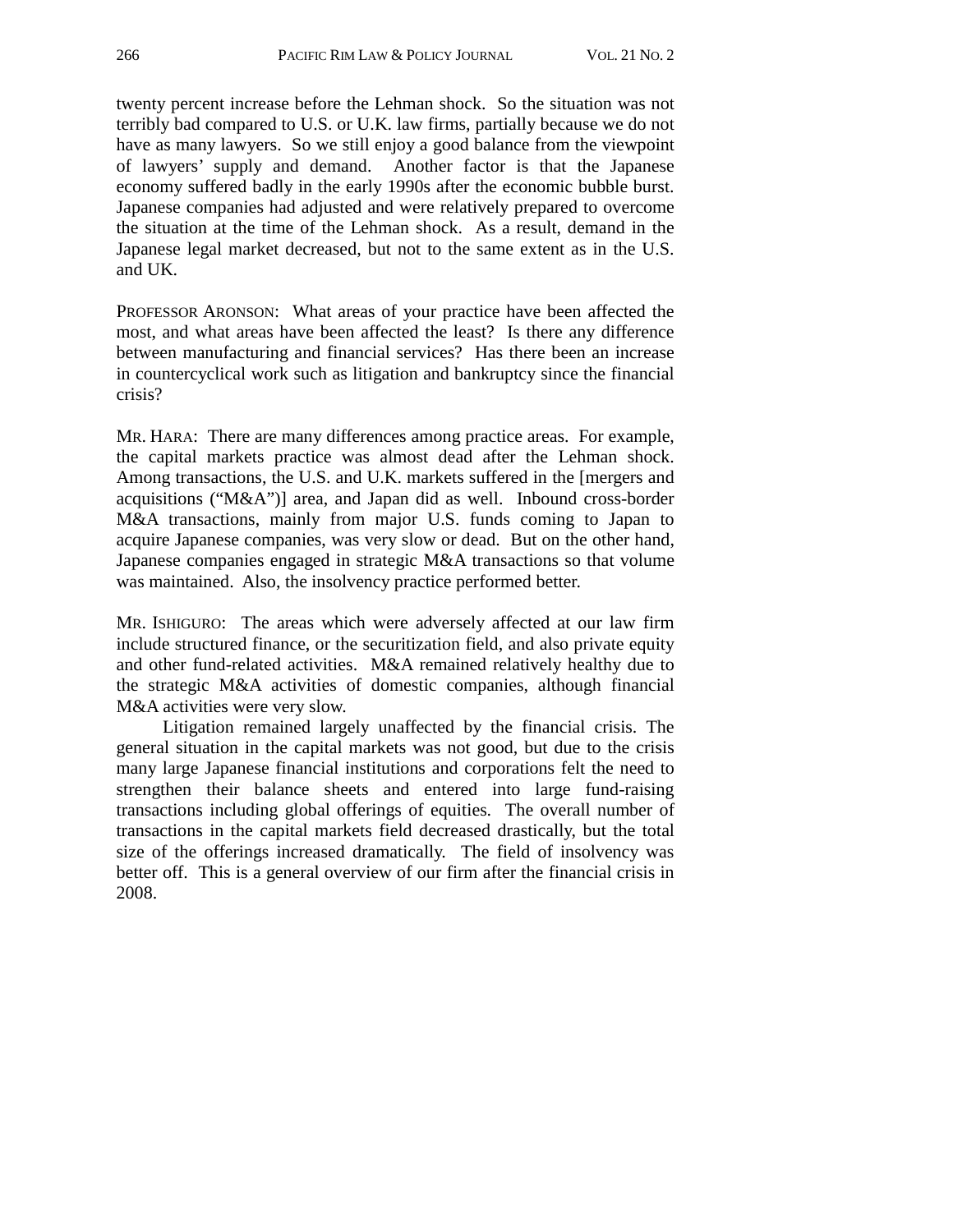twenty percent increase before the Lehman shock. So the situation was not terribly bad compared to U.S. or U.K. law firms, partially because we do not have as many lawyers. So we still enjoy a good balance from the viewpoint of lawyers' supply and demand. Another factor is that the Japanese economy suffered badly in the early 1990s after the economic bubble burst. Japanese companies had adjusted and were relatively prepared to overcome the situation at the time of the Lehman shock. As a result, demand in the Japanese legal market decreased, but not to the same extent as in the U.S. and UK.

PROFESSOR ARONSON: What areas of your practice have been affected the most, and what areas have been affected the least? Is there any difference between manufacturing and financial services? Has there been an increase in countercyclical work such as litigation and bankruptcy since the financial crisis?

MR. HARA: There are many differences among practice areas. For example, the capital markets practice was almost dead after the Lehman shock. Among transactions, the U.S. and U.K. markets suffered in the [mergers and acquisitions ("M&A")] area, and Japan did as well. Inbound cross-border M&A transactions, mainly from major U.S. funds coming to Japan to acquire Japanese companies, was very slow or dead. But on the other hand, Japanese companies engaged in strategic M&A transactions so that volume was maintained. Also, the insolvency practice performed better.

MR. ISHIGURO: The areas which were adversely affected at our law firm include structured finance, or the securitization field, and also private equity and other fund-related activities. M&A remained relatively healthy due to the strategic M&A activities of domestic companies, although financial M&A activities were very slow.

Litigation remained largely unaffected by the financial crisis. The general situation in the capital markets was not good, but due to the crisis many large Japanese financial institutions and corporations felt the need to strengthen their balance sheets and entered into large fund-raising transactions including global offerings of equities. The overall number of transactions in the capital markets field decreased drastically, but the total size of the offerings increased dramatically. The field of insolvency was better off. This is a general overview of our firm after the financial crisis in 2008.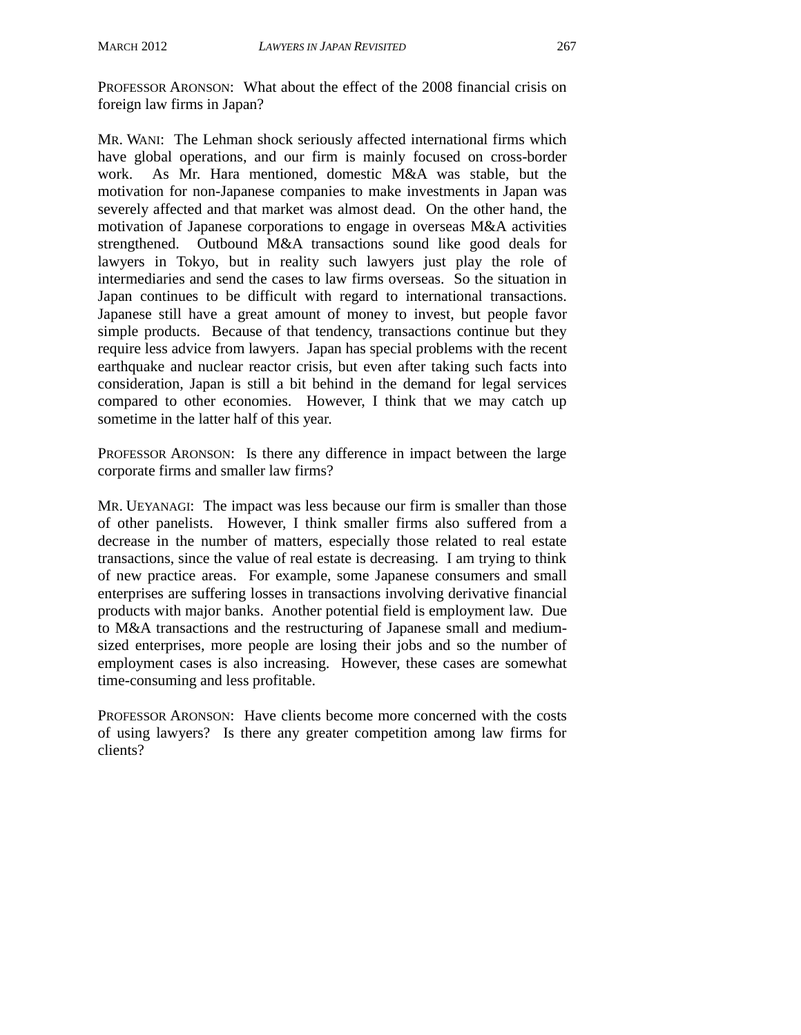PROFESSOR ARONSON: What about the effect of the 2008 financial crisis on foreign law firms in Japan?

MR. WANI: The Lehman shock seriously affected international firms which have global operations, and our firm is mainly focused on cross-border work. As Mr. Hara mentioned, domestic M&A was stable, but the motivation for non-Japanese companies to make investments in Japan was severely affected and that market was almost dead. On the other hand, the motivation of Japanese corporations to engage in overseas M&A activities strengthened. Outbound M&A transactions sound like good deals for lawyers in Tokyo, but in reality such lawyers just play the role of intermediaries and send the cases to law firms overseas. So the situation in Japan continues to be difficult with regard to international transactions. Japanese still have a great amount of money to invest, but people favor simple products. Because of that tendency, transactions continue but they require less advice from lawyers. Japan has special problems with the recent earthquake and nuclear reactor crisis, but even after taking such facts into consideration, Japan is still a bit behind in the demand for legal services compared to other economies. However, I think that we may catch up sometime in the latter half of this year.

PROFESSOR ARONSON: Is there any difference in impact between the large corporate firms and smaller law firms?

MR. UEYANAGI: The impact was less because our firm is smaller than those of other panelists. However, I think smaller firms also suffered from a decrease in the number of matters, especially those related to real estate transactions, since the value of real estate is decreasing. I am trying to think of new practice areas. For example, some Japanese consumers and small enterprises are suffering losses in transactions involving derivative financial products with major banks. Another potential field is employment law. Due to M&A transactions and the restructuring of Japanese small and medium-sized enterprises, more people are losing their jobs and so the number of employment cases is also increasing. However, these cases are somewhat time-consuming and less profitable.

PROFESSOR ARONSON: Have clients become more concerned with the costs of using lawyers? Is there any greater competition among law firms for clients?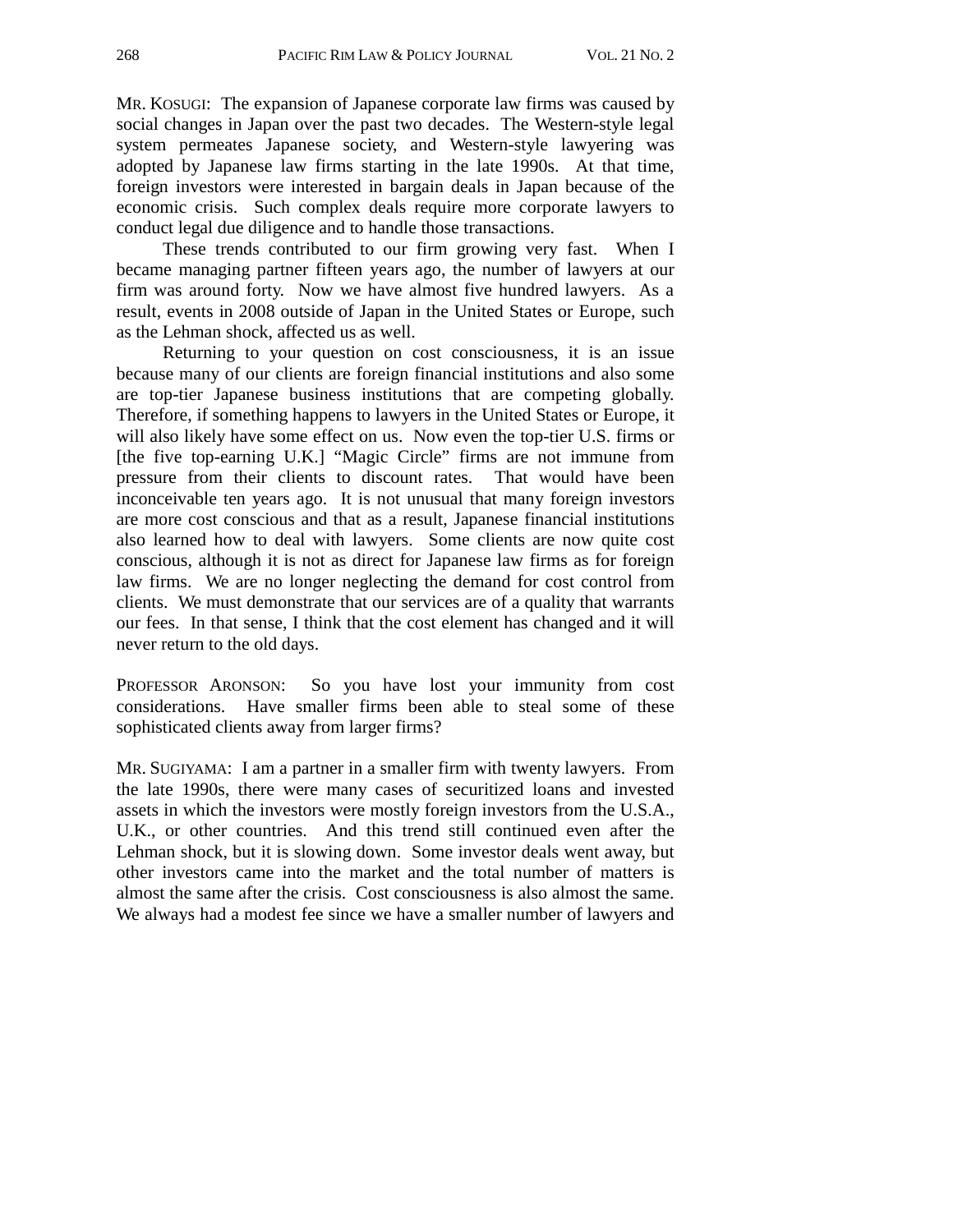MR. KOSUGI: The expansion of Japanese corporate law firms was caused by social changes in Japan over the past two decades. The Western-style legal system permeates Japanese society, and Western-style lawyering was adopted by Japanese law firms starting in the late 1990s. At that time, foreign investors were interested in bargain deals in Japan because of the economic crisis. Such complex deals require more corporate lawyers to conduct legal due diligence and to handle those transactions.

These trends contributed to our firm growing very fast. When I became managing partner fifteen years ago, the number of lawyers at our firm was around forty. Now we have almost five hundred lawyers. As a result, events in 2008 outside of Japan in the United States or Europe, such as the Lehman shock, affected us as well.

Returning to your question on cost consciousness, it is an issue because many of our clients are foreign financial institutions and also some are top-tier Japanese business institutions that are competing globally. Therefore, if something happens to lawyers in the United States or Europe, it will also likely have some effect on us. Now even the top-tier U.S. firms or [the five top-earning U.K.] "Magic Circle" firms are not immune from pressure from their clients to discount rates. That would have been inconceivable ten years ago. It is not unusual that many foreign investors are more cost conscious and that as a result, Japanese financial institutions also learned how to deal with lawyers. Some clients are now quite cost conscious, although it is not as direct for Japanese law firms as for foreign law firms. We are no longer neglecting the demand for cost control from clients. We must demonstrate that our services are of a quality that warrants our fees. In that sense, I think that the cost element has changed and it will never return to the old days.

PROFESSOR ARONSON: So you have lost your immunity from cost considerations. Have smaller firms been able to steal some of these sophisticated clients away from larger firms?

MR. SUGIYAMA: I am a partner in a smaller firm with twenty lawyers. From the late 1990s, there were many cases of securitized loans and invested assets in which the investors were mostly foreign investors from the U.S.A., U.K., or other countries. And this trend still continued even after the Lehman shock, but it is slowing down. Some investor deals went away, but other investors came into the market and the total number of matters is almost the same after the crisis. Cost consciousness is also almost the same. We always had a modest fee since we have a smaller number of lawyers and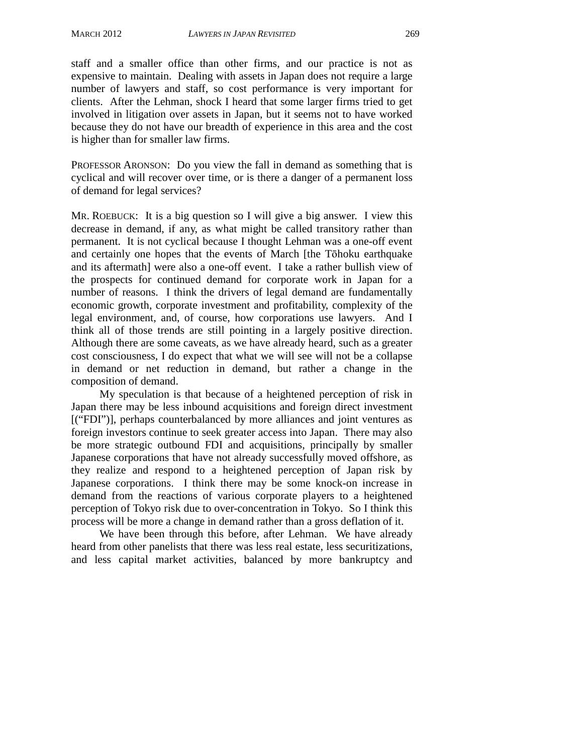staff and a smaller office than other firms, and our practice is not as expensive to maintain. Dealing with assets in Japan does not require a large number of lawyers and staff, so cost performance is very important for clients. After the Lehman, shock I heard that some larger firms tried to get involved in litigation over assets in Japan, but it seems not to have worked because they do not have our breadth of experience in this area and the cost is higher than for smaller law firms.

PROFESSOR ARONSON: Do you view the fall in demand as something that is cyclical and will recover over time, or is there a danger of a permanent loss of demand for legal services?

MR. ROEBUCK: It is a big question so I will give a big answer. I view this decrease in demand, if any, as what might be called transitory rather than permanent. It is not cyclical because I thought Lehman was a one-off event and certainly one hopes that the events of March [the Tōhoku earthquake and its aftermath] were also a one-off event. I take a rather bullish view of the prospects for continued demand for corporate work in Japan for a number of reasons. I think the drivers of legal demand are fundamentally economic growth, corporate investment and profitability, complexity of the legal environment, and, of course, how corporations use lawyers. And I think all of those trends are still pointing in a largely positive direction. Although there are some caveats, as we have already heard, such as a greater cost consciousness, I do expect that what we will see will not be a collapse in demand or net reduction in demand, but rather a change in the composition of demand.

My speculation is that because of a heightened perception of risk in Japan there may be less inbound acquisitions and foreign direct investment [("FDI")], perhaps counterbalanced by more alliances and joint ventures as foreign investors continue to seek greater access into Japan. There may also be more strategic outbound FDI and acquisitions, principally by smaller Japanese corporations that have not already successfully moved offshore, as they realize and respond to a heightened perception of Japan risk by Japanese corporations. I think there may be some knock-on increase in demand from the reactions of various corporate players to a heightened perception of Tokyo risk due to over-concentration in Tokyo. So I think this process will be more a change in demand rather than a gross deflation of it.

We have been through this before, after Lehman. We have already heard from other panelists that there was less real estate, less securitizations, and less capital market activities, balanced by more bankruptcy and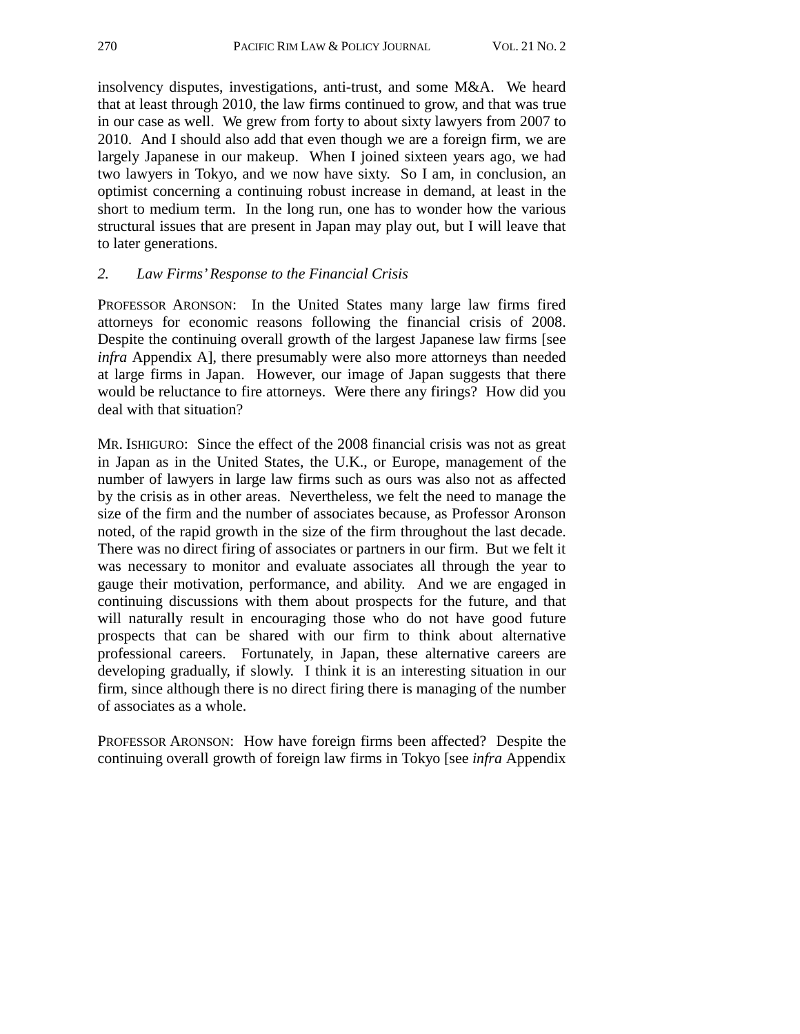insolvency disputes, investigations, anti-trust, and some M&A. We heard that at least through 2010, the law firms continued to grow, and that was true in our case as well. We grew from forty to about sixty lawyers from 2007 to 2010. And I should also add that even though we are a foreign firm, we are largely Japanese in our makeup. When I joined sixteen years ago, we had two lawyers in Tokyo, and we now have sixty. So I am, in conclusion, an optimist concerning a continuing robust increase in demand, at least in the short to medium term. In the long run, one has to wonder how the various structural issues that are present in Japan may play out, but I will leave that to later generations.

*2. Law Firms' Response to the Financial Crisis*

PROFESSOR ARONSON: In the United States many large law firms fired attorneys for economic reasons following the financial crisis of 2008. Despite the continuing overall growth of the largest Japanese law firms [see *infra* Appendix A], there presumably were also more attorneys than needed at large firms in Japan. However, our image of Japan suggests that there would be reluctance to fire attorneys. Were there any firings? How did you deal with that situation?

MR. ISHIGURO: Since the effect of the 2008 financial crisis was not as great in Japan as in the United States, the U.K., or Europe, management of the number of lawyers in large law firms such as ours was also not as affected by the crisis as in other areas. Nevertheless, we felt the need to manage the size of the firm and the number of associates because, as Professor Aronson noted, of the rapid growth in the size of the firm throughout the last decade. There was no direct firing of associates or partners in our firm. But we felt it was necessary to monitor and evaluate associates all through the year to gauge their motivation, performance, and ability. And we are engaged in continuing discussions with them about prospects for the future, and that will naturally result in encouraging those who do not have good future prospects that can be shared with our firm to think about alternative professional careers. Fortunately, in Japan, these alternative careers are developing gradually, if slowly. I think it is an interesting situation in our firm, since although there is no direct firing there is managing of the number of associates as a whole.

PROFESSOR ARONSON: How have foreign firms been affected? Despite the continuing overall growth of foreign law firms in Tokyo [see *infra* Appendix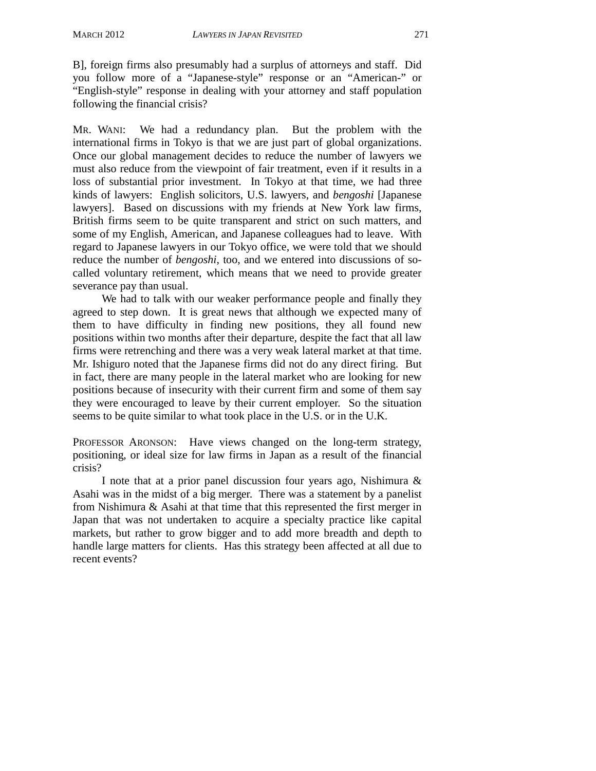B], foreign firms also presumably had a surplus of attorneys and staff. Did you follow more of a "Japanese-style" response or an "American-" or "English-style" response in dealing with your attorney and staff population following the financial crisis?

MR. WANI: We had a redundancy plan. But the problem with the international firms in Tokyo is that we are just part of global organizations. Once our global management decides to reduce the number of lawyers we must also reduce from the viewpoint of fair treatment, even if it results in a loss of substantial prior investment. In Tokyo at that time, we had three kinds of lawyers: English solicitors, U.S. lawyers, and *bengoshi* [Japanese lawyers]. Based on discussions with my friends at New York law firms, British firms seem to be quite transparent and strict on such matters, and some of my English, American, and Japanese colleagues had to leave. With regard to Japanese lawyers in our Tokyo office, we were told that we should reduce the number of *bengoshi*, too, and we entered into discussions of so-called voluntary retirement, which means that we need to provide greater severance pay than usual.

We had to talk with our weaker performance people and finally they agreed to step down. It is great news that although we expected many of them to have difficulty in finding new positions, they all found new positions within two months after their departure, despite the fact that all law firms were retrenching and there was a very weak lateral market at that time. Mr. Ishiguro noted that the Japanese firms did not do any direct firing. But in fact, there are many people in the lateral market who are looking for new positions because of insecurity with their current firm and some of them say they were encouraged to leave by their current employer. So the situation seems to be quite similar to what took place in the U.S. or in the U.K.

PROFESSOR ARONSON: Have views changed on the long-term strategy, positioning, or ideal size for law firms in Japan as a result of the financial crisis?

I note that at a prior panel discussion four years ago, Nishimura & Asahi was in the midst of a big merger. There was a statement by a panelist from Nishimura & Asahi at that time that this represented the first merger in Japan that was not undertaken to acquire a specialty practice like capital markets, but rather to grow bigger and to add more breadth and depth to handle large matters for clients. Has this strategy been affected at all due to recent events?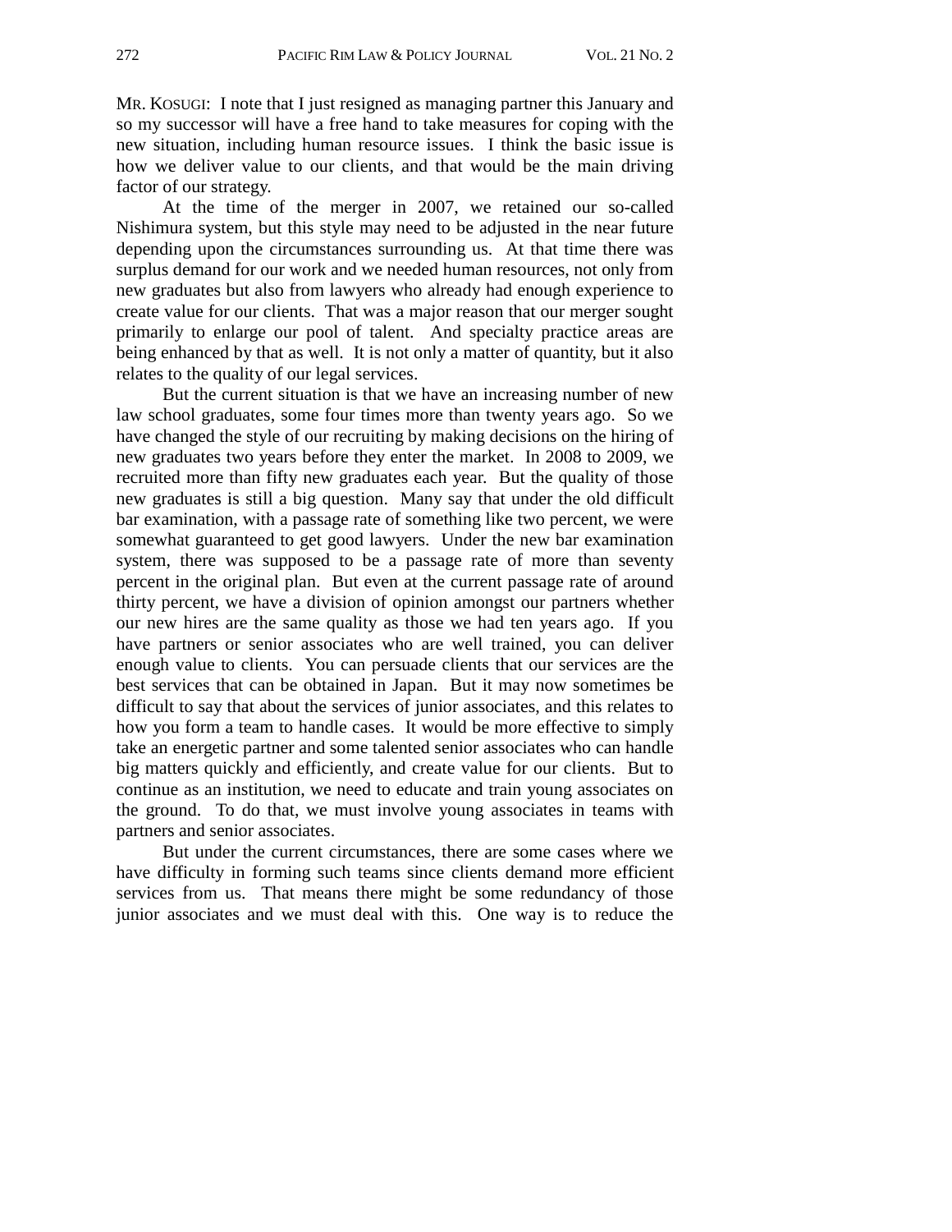MR. KOSUGI: I note that I just resigned as managing partner this January and so my successor will have a free hand to take measures for coping with the new situation, including human resource issues. I think the basic issue is how we deliver value to our clients, and that would be the main driving factor of our strategy.

At the time of the merger in 2007, we retained our so-called Nishimura system, but this style may need to be adjusted in the near future depending upon the circumstances surrounding us. At that time there was surplus demand for our work and we needed human resources, not only from new graduates but also from lawyers who already had enough experience to create value for our clients. That was a major reason that our merger sought primarily to enlarge our pool of talent. And specialty practice areas are being enhanced by that as well. It is not only a matter of quantity, but it also relates to the quality of our legal services.

But the current situation is that we have an increasing number of new law school graduates, some four times more than twenty years ago. So we have changed the style of our recruiting by making decisions on the hiring of new graduates two years before they enter the market. In 2008 to 2009, we recruited more than fifty new graduates each year. But the quality of those new graduates is still a big question. Many say that under the old difficult bar examination, with a passage rate of something like two percent, we were somewhat guaranteed to get good lawyers. Under the new bar examination system, there was supposed to be a passage rate of more than seventy percent in the original plan. But even at the current passage rate of around thirty percent, we have a division of opinion amongst our partners whether our new hires are the same quality as those we had ten years ago. If you have partners or senior associates who are well trained, you can deliver enough value to clients. You can persuade clients that our services are the best services that can be obtained in Japan. But it may now sometimes be difficult to say that about the services of junior associates, and this relates to how you form a team to handle cases. It would be more effective to simply take an energetic partner and some talented senior associates who can handle big matters quickly and efficiently, and create value for our clients. But to continue as an institution, we need to educate and train young associates on the ground. To do that, we must involve young associates in teams with partners and senior associates.

But under the current circumstances, there are some cases where we have difficulty in forming such teams since clients demand more efficient services from us. That means there might be some redundancy of those junior associates and we must deal with this. One way is to reduce the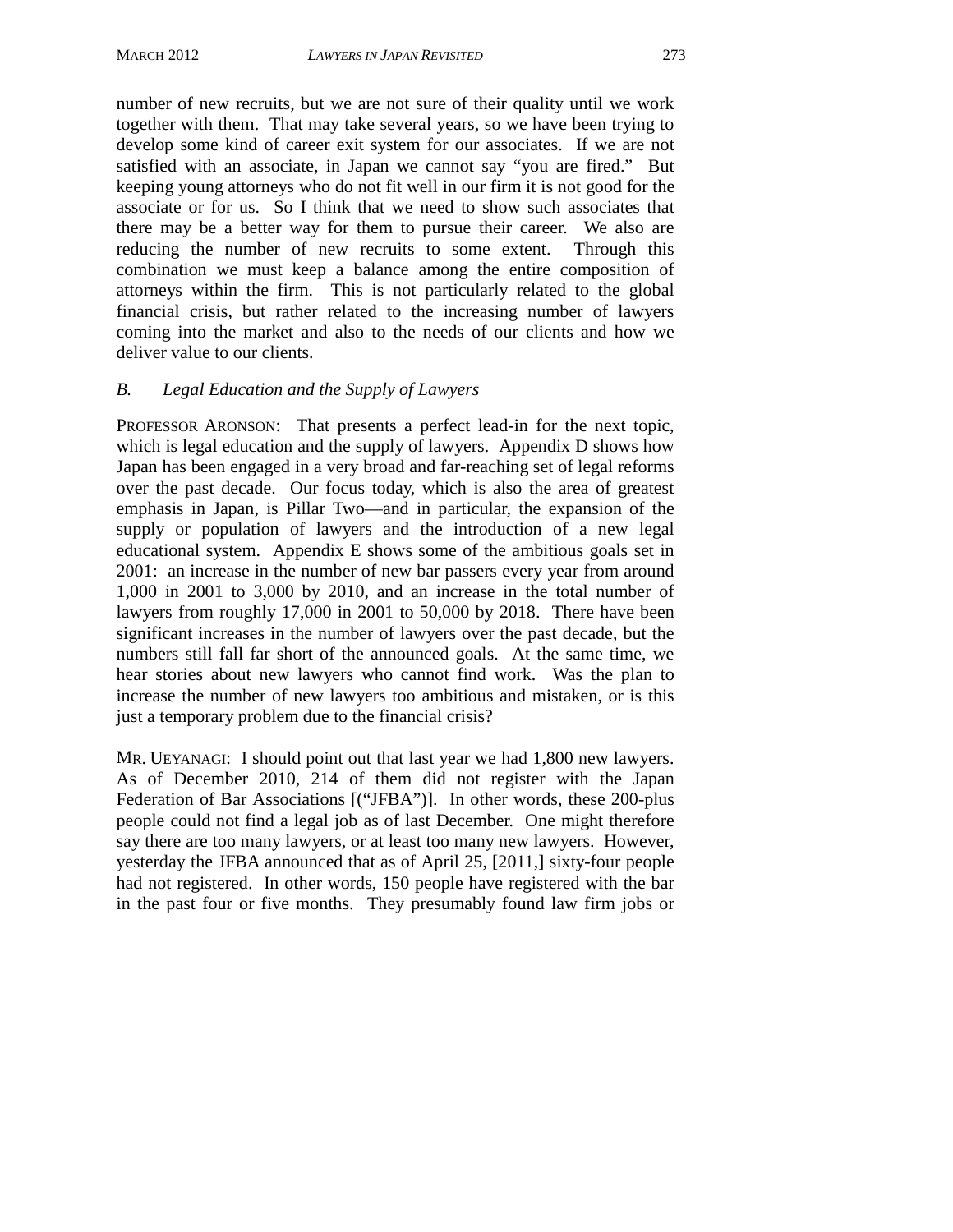number of new recruits, but we are not sure of their quality until we work together with them. That may take several years, so we have been trying to develop some kind of career exit system for our associates. If we are not satisfied with an associate, in Japan we cannot say "you are fired." But keeping young attorneys who do not fit well in our firm it is not good for the associate or for us. So I think that we need to show such associates that there may be a better way for them to pursue their career. We also are reducing the number of new recruits to some extent. Through this combination we must keep a balance among the entire composition of attorneys within the firm. This is not particularly related to the global financial crisis, but rather related to the increasing number of lawyers coming into the market and also to the needs of our clients and how we deliver value to our clients.

### *B. Legal Education and the Supply of Lawyers*

PROFESSOR ARONSON: That presents a perfect lead-in for the next topic, which is legal education and the supply of lawyers. Appendix D shows how Japan has been engaged in a very broad and far-reaching set of legal reforms over the past decade. Our focus today, which is also the area of greatest emphasis in Japan, is Pillar Two—and in particular, the expansion of the supply or population of lawyers and the introduction of a new legal educational system. Appendix E shows some of the ambitious goals set in 2001: an increase in the number of new bar passers every year from around 1,000 in 2001 to 3,000 by 2010, and an increase in the total number of lawyers from roughly 17,000 in 2001 to 50,000 by 2018. There have been significant increases in the number of lawyers over the past decade, but the numbers still fall far short of the announced goals. At the same time, we hear stories about new lawyers who cannot find work. Was the plan to increase the number of new lawyers too ambitious and mistaken, or is this just a temporary problem due to the financial crisis?

MR. UEYANAGI: I should point out that last year we had 1,800 new lawyers. As of December 2010, 214 of them did not register with the Japan Federation of Bar Associations [("JFBA")]. In other words, these 200-plus people could not find a legal job as of last December. One might therefore say there are too many lawyers, or at least too many new lawyers. However, yesterday the JFBA announced that as of April 25, [2011,] sixty-four people had not registered. In other words, 150 people have registered with the bar in the past four or five months. They presumably found law firm jobs or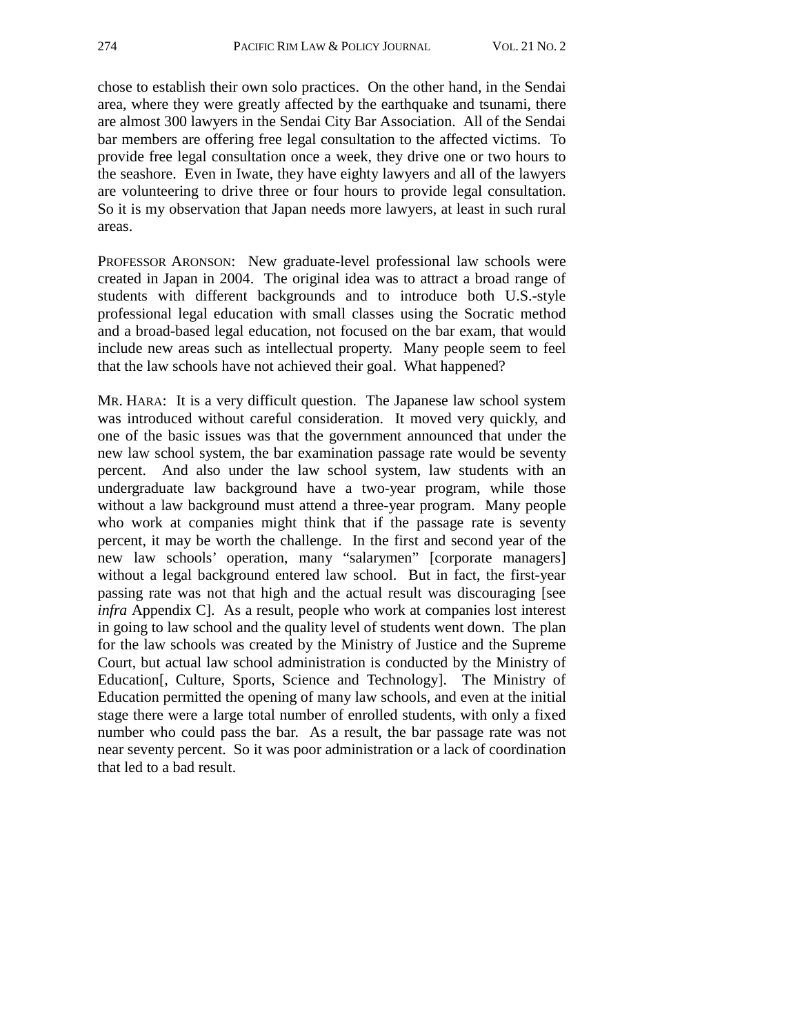chose to establish their own solo practices. On the other hand, in the Sendai area, where they were greatly affected by the earthquake and tsunami, there are almost 300 lawyers in the Sendai City Bar Association. All of the Sendai bar members are offering free legal consultation to the affected victims. To provide free legal consultation once a week, they drive one or two hours to the seashore. Even in Iwate, they have eighty lawyers and all of the lawyers are volunteering to drive three or four hours to provide legal consultation. So it is my observation that Japan needs more lawyers, at least in such rural areas.

PROFESSOR ARONSON: New graduate-level professional law schools were created in Japan in 2004. The original idea was to attract a broad range of students with different backgrounds and to introduce both U.S.-style professional legal education with small classes using the Socratic method and a broad-based legal education, not focused on the bar exam, that would include new areas such as intellectual property. Many people seem to feel that the law schools have not achieved their goal. What happened?

MR. HARA: It is a very difficult question. The Japanese law school system was introduced without careful consideration. It moved very quickly, and one of the basic issues was that the government announced that under the new law school system, the bar examination passage rate would be seventy percent. And also under the law school system, law students with an undergraduate law background have a two-year program, while those without a law background must attend a three-year program. Many people who work at companies might think that if the passage rate is seventy percent, it may be worth the challenge. In the first and second year of the new law schools' operation, many "salarymen" [corporate managers] without a legal background entered law school. But in fact, the first-year passing rate was not that high and the actual result was discouraging [see *infra* Appendix C]. As a result, people who work at companies lost interest in going to law school and the quality level of students went down. The plan for the law schools was created by the Ministry of Justice and the Supreme Court, but actual law school administration is conducted by the Ministry of Education[, Culture, Sports, Science and Technology]. The Ministry of Education permitted the opening of many law schools, and even at the initial stage there were a large total number of enrolled students, with only a fixed number who could pass the bar. As a result, the bar passage rate was not near seventy percent. So it was poor administration or a lack of coordination that led to a bad result.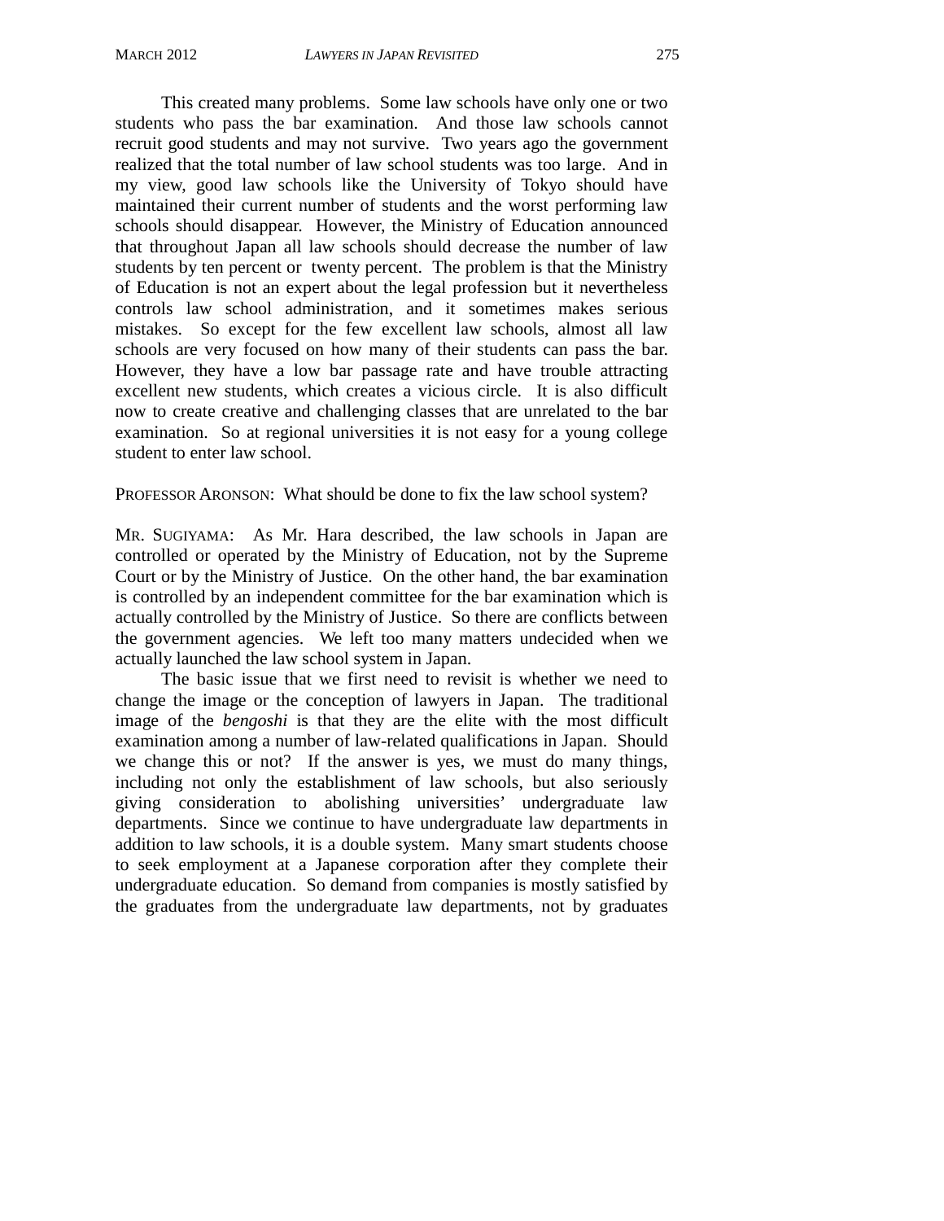This created many problems. Some law schools have only one or two students who pass the bar examination. And those law schools cannot recruit good students and may not survive. Two years ago the government realized that the total number of law school students was too large. And in my view, good law schools like the University of Tokyo should have maintained their current number of students and the worst performing law schools should disappear. However, the Ministry of Education announced that throughout Japan all law schools should decrease the number of law students by ten percent or twenty percent. The problem is that the Ministry of Education is not an expert about the legal profession but it nevertheless controls law school administration, and it sometimes makes serious mistakes. So except for the few excellent law schools, almost all law schools are very focused on how many of their students can pass the bar. However, they have a low bar passage rate and have trouble attracting excellent new students, which creates a vicious circle. It is also difficult now to create creative and challenging classes that are unrelated to the bar examination. So at regional universities it is not easy for a young college student to enter law school.

PROFESSOR ARONSON: What should be done to fix the law school system?

MR. SUGIYAMA: As Mr. Hara described, the law schools in Japan are controlled or operated by the Ministry of Education, not by the Supreme Court or by the Ministry of Justice. On the other hand, the bar examination is controlled by an independent committee for the bar examination which is actually controlled by the Ministry of Justice. So there are conflicts between the government agencies. We left too many matters undecided when we actually launched the law school system in Japan.

The basic issue that we first need to revisit is whether we need to change the image or the conception of lawyers in Japan. The traditional image of the *bengoshi* is that they are the elite with the most difficult examination among a number of law-related qualifications in Japan. Should we change this or not? If the answer is yes, we must do many things, including not only the establishment of law schools, but also seriously giving consideration to abolishing universities' undergraduate law departments. Since we continue to have undergraduate law departments in addition to law schools, it is a double system. Many smart students choose to seek employment at a Japanese corporation after they complete their undergraduate education. So demand from companies is mostly satisfied by the graduates from the undergraduate law departments, not by graduates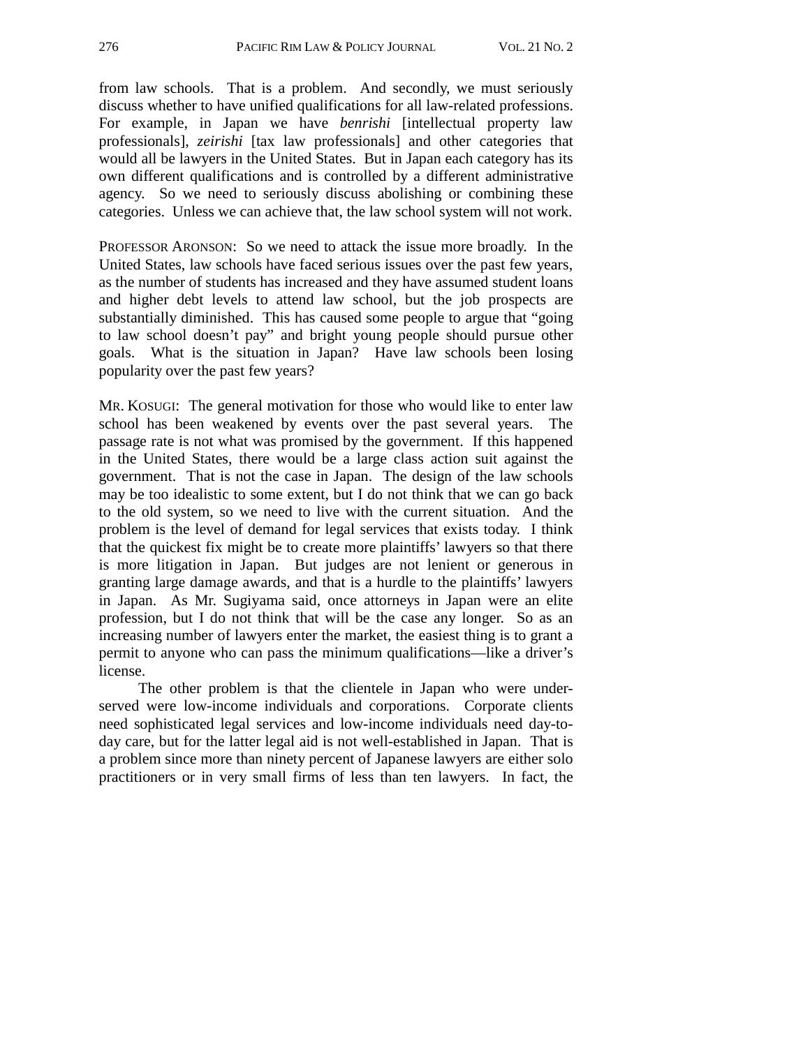from law schools. That is a problem. And secondly, we must seriously discuss whether to have unified qualifications for all law-related professions. For example, in Japan we have *benrishi* [intellectual property law professionals], *zeirishi* [tax law professionals] and other categories that would all be lawyers in the United States. But in Japan each category has its own different qualifications and is controlled by a different administrative agency. So we need to seriously discuss abolishing or combining these categories. Unless we can achieve that, the law school system will not work.

PROFESSOR ARONSON: So we need to attack the issue more broadly. In the United States, law schools have faced serious issues over the past few years, as the number of students has increased and they have assumed student loans and higher debt levels to attend law school, but the job prospects are substantially diminished. This has caused some people to argue that "going to law school doesn't pay" and bright young people should pursue other goals. What is the situation in Japan? Have law schools been losing popularity over the past few years?

MR. KOSUGI: The general motivation for those who would like to enter law school has been weakened by events over the past several years. The passage rate is not what was promised by the government. If this happened in the United States, there would be a large class action suit against the government. That is not the case in Japan. The design of the law schools may be too idealistic to some extent, but I do not think that we can go back to the old system, so we need to live with the current situation. And the problem is the level of demand for legal services that exists today. I think that the quickest fix might be to create more plaintiffs' lawyers so that there is more litigation in Japan. But judges are not lenient or generous in granting large damage awards, and that is a hurdle to the plaintiffs' lawyers in Japan. As Mr. Sugiyama said, once attorneys in Japan were an elite profession, but I do not think that will be the case any longer. So as an increasing number of lawyers enter the market, the easiest thing is to grant a permit to anyone who can pass the minimum qualifications—like a driver's license.

The other problem is that the clientele in Japan who were under-served were low-income individuals and corporations. Corporate clients need sophisticated legal services and low-income individuals need day-to-day care, but for the latter legal aid is not well-established in Japan. That is a problem since more than ninety percent of Japanese lawyers are either solo practitioners or in very small firms of less than ten lawyers. In fact, the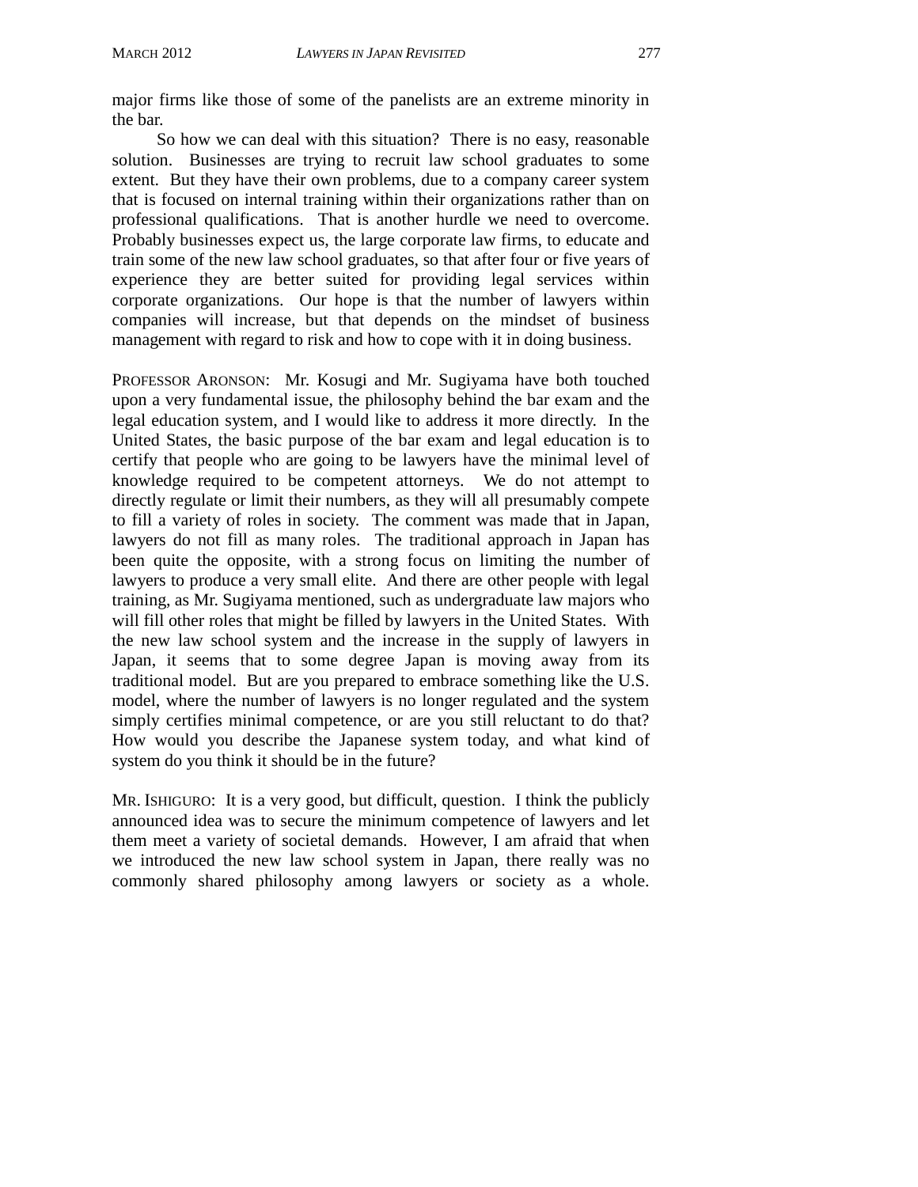major firms like those of some of the panelists are an extreme minority in the bar.

So how we can deal with this situation? There is no easy, reasonable solution. Businesses are trying to recruit law school graduates to some extent. But they have their own problems, due to a company career system that is focused on internal training within their organizations rather than on professional qualifications. That is another hurdle we need to overcome. Probably businesses expect us, the large corporate law firms, to educate and train some of the new law school graduates, so that after four or five years of experience they are better suited for providing legal services within corporate organizations. Our hope is that the number of lawyers within companies will increase, but that depends on the mindset of business management with regard to risk and how to cope with it in doing business.

PROFESSOR ARONSON: Mr. Kosugi and Mr. Sugiyama have both touched upon a very fundamental issue, the philosophy behind the bar exam and the legal education system, and I would like to address it more directly. In the United States, the basic purpose of the bar exam and legal education is to certify that people who are going to be lawyers have the minimal level of knowledge required to be competent attorneys. We do not attempt to directly regulate or limit their numbers, as they will all presumably compete to fill a variety of roles in society. The comment was made that in Japan, lawyers do not fill as many roles. The traditional approach in Japan has been quite the opposite, with a strong focus on limiting the number of lawyers to produce a very small elite. And there are other people with legal training, as Mr. Sugiyama mentioned, such as undergraduate law majors who will fill other roles that might be filled by lawyers in the United States. With the new law school system and the increase in the supply of lawyers in Japan, it seems that to some degree Japan is moving away from its traditional model. But are you prepared to embrace something like the U.S. model, where the number of lawyers is no longer regulated and the system simply certifies minimal competence, or are you still reluctant to do that? How would you describe the Japanese system today, and what kind of system do you think it should be in the future?

MR. ISHIGURO: It is a very good, but difficult, question. I think the publicly announced idea was to secure the minimum competence of lawyers and let them meet a variety of societal demands. However, I am afraid that when we introduced the new law school system in Japan, there really was no commonly shared philosophy among lawyers or society as a whole.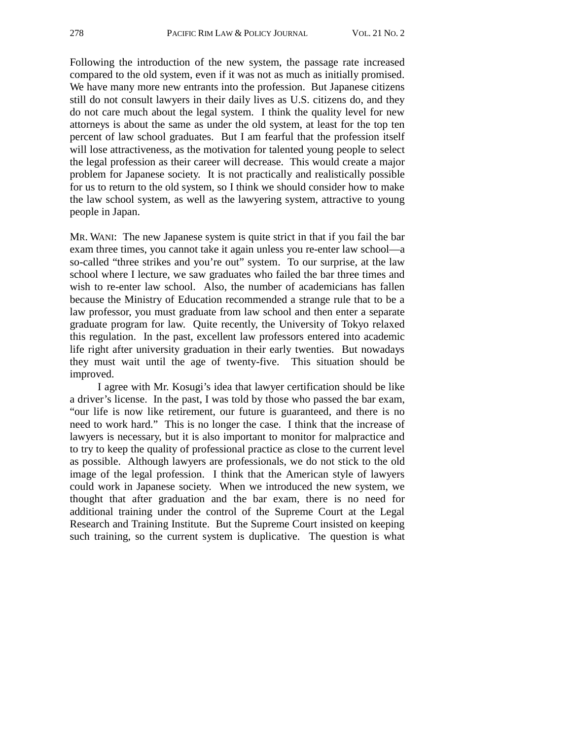Following the introduction of the new system, the passage rate increased compared to the old system, even if it was not as much as initially promised. We have many more new entrants into the profession. But Japanese citizens still do not consult lawyers in their daily lives as U.S. citizens do, and they do not care much about the legal system. I think the quality level for new attorneys is about the same as under the old system, at least for the top ten percent of law school graduates. But I am fearful that the profession itself will lose attractiveness, as the motivation for talented young people to select the legal profession as their career will decrease. This would create a major problem for Japanese society. It is not practically and realistically possible for us to return to the old system, so I think we should consider how to make the law school system, as well as the lawyering system, attractive to young people in Japan.

MR. WANI: The new Japanese system is quite strict in that if you fail the bar exam three times, you cannot take it again unless you re-enter law school—a so-called "three strikes and you're out" system. To our surprise, at the law school where I lecture, we saw graduates who failed the bar three times and wish to re-enter law school. Also, the number of academicians has fallen because the Ministry of Education recommended a strange rule that to be a law professor, you must graduate from law school and then enter a separate graduate program for law. Quite recently, the University of Tokyo relaxed this regulation. In the past, excellent law professors entered into academic life right after university graduation in their early twenties. But nowadays they must wait until the age of twenty-five. This situation should be improved.

I agree with Mr. Kosugi's idea that lawyer certification should be like a driver's license. In the past, I was told by those who passed the bar exam, "our life is now like retirement, our future is guaranteed, and there is no need to work hard." This is no longer the case. I think that the increase of lawyers is necessary, but it is also important to monitor for malpractice and to try to keep the quality of professional practice as close to the current level as possible. Although lawyers are professionals, we do not stick to the old image of the legal profession. I think that the American style of lawyers could work in Japanese society. When we introduced the new system, we thought that after graduation and the bar exam, there is no need for additional training under the control of the Supreme Court at the Legal Research and Training Institute. But the Supreme Court insisted on keeping such training, so the current system is duplicative. The question is what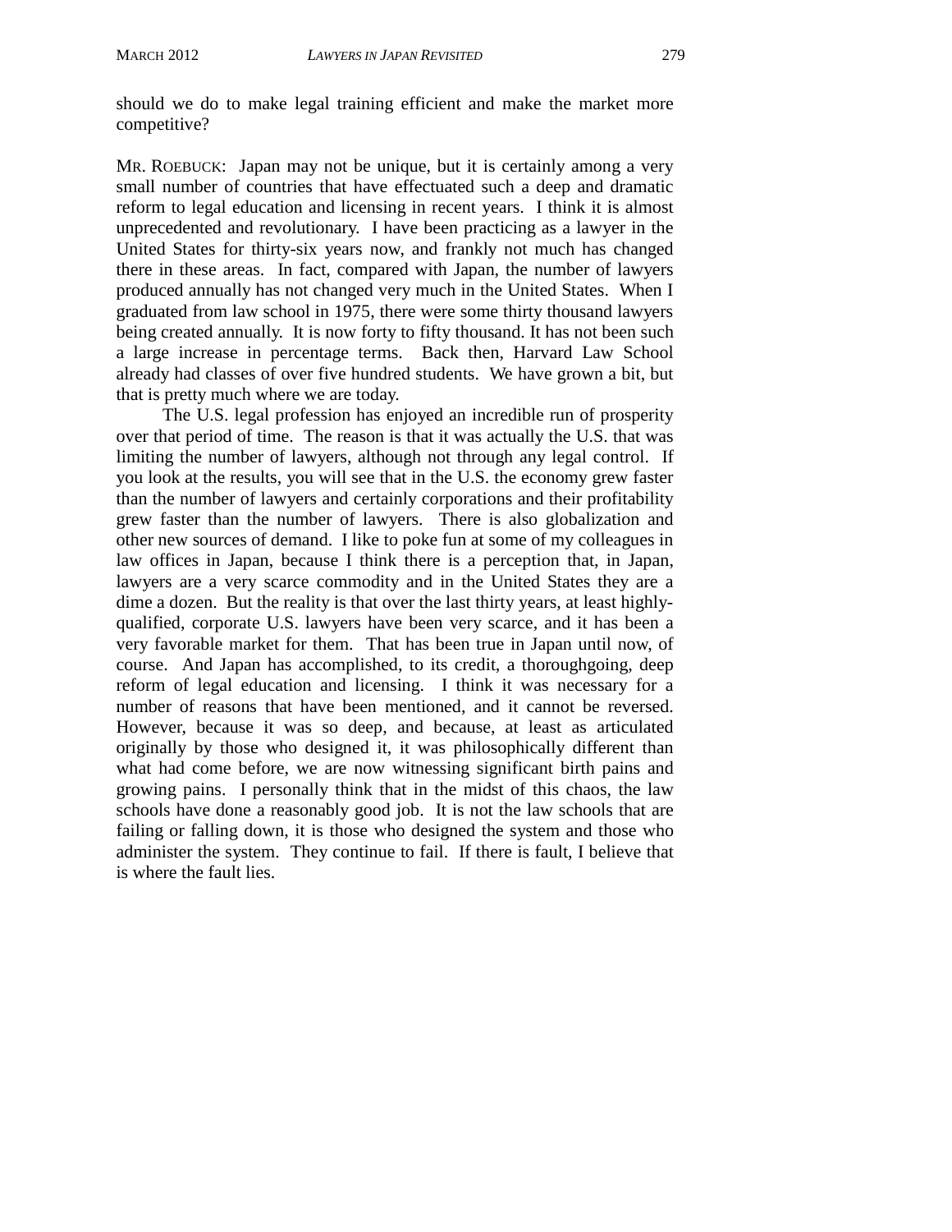should we do to make legal training efficient and make the market more competitive?

MR. ROEBUCK: Japan may not be unique, but it is certainly among a very small number of countries that have effectuated such a deep and dramatic reform to legal education and licensing in recent years. I think it is almost unprecedented and revolutionary. I have been practicing as a lawyer in the United States for thirty-six years now, and frankly not much has changed there in these areas. In fact, compared with Japan, the number of lawyers produced annually has not changed very much in the United States. When I graduated from law school in 1975, there were some thirty thousand lawyers being created annually. It is now forty to fifty thousand. It has not been such a large increase in percentage terms. Back then, Harvard Law School already had classes of over five hundred students. We have grown a bit, but that is pretty much where we are today.

The U.S. legal profession has enjoyed an incredible run of prosperity over that period of time. The reason is that it was actually the U.S. that was limiting the number of lawyers, although not through any legal control. If you look at the results, you will see that in the U.S. the economy grew faster than the number of lawyers and certainly corporations and their profitability grew faster than the number of lawyers. There is also globalization and other new sources of demand. I like to poke fun at some of my colleagues in law offices in Japan, because I think there is a perception that, in Japan, lawyers are a very scarce commodity and in the United States they are a dime a dozen. But the reality is that over the last thirty years, at least highly-qualified, corporate U.S. lawyers have been very scarce, and it has been a very favorable market for them. That has been true in Japan until now, of course. And Japan has accomplished, to its credit, a thoroughgoing, deep reform of legal education and licensing. I think it was necessary for a number of reasons that have been mentioned, and it cannot be reversed. However, because it was so deep, and because, at least as articulated originally by those who designed it, it was philosophically different than what had come before, we are now witnessing significant birth pains and growing pains. I personally think that in the midst of this chaos, the law schools have done a reasonably good job. It is not the law schools that are failing or falling down, it is those who designed the system and those who administer the system. They continue to fail. If there is fault, I believe that is where the fault lies.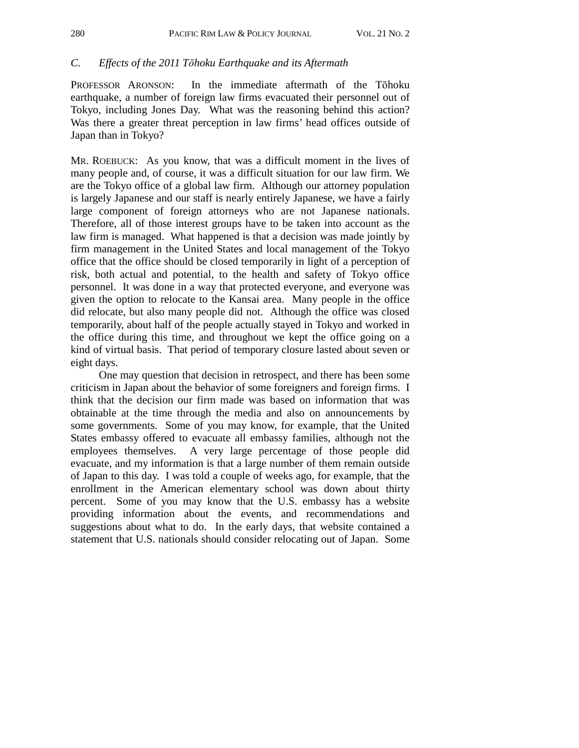### C. *Effects of the 2011 Tōhoku Earthquake and its Aftermath*

PROFESSOR ARONSON: In the immediate aftermath of the Tōhoku earthquake, a number of foreign law firms evacuated their personnel out of Tokyo, including Jones Day. What was the reasoning behind this action? Was there a greater threat perception in law firms' head offices outside of Japan than in Tokyo?

MR. ROEBUCK: As you know, that was a difficult moment in the lives of many people and, of course, it was a difficult situation for our law firm. We are the Tokyo office of a global law firm. Although our attorney population is largely Japanese and our staff is nearly entirely Japanese, we have a fairly large component of foreign attorneys who are not Japanese nationals. Therefore, all of those interest groups have to be taken into account as the law firm is managed. What happened is that a decision was made jointly by firm management in the United States and local management of the Tokyo office that the office should be closed temporarily in light of a perception of risk, both actual and potential, to the health and safety of Tokyo office personnel. It was done in a way that protected everyone, and everyone was given the option to relocate to the Kansai area. Many people in the office did relocate, but also many people did not. Although the office was closed temporarily, about half of the people actually stayed in Tokyo and worked in the office during this time, and throughout we kept the office going on a kind of virtual basis. That period of temporary closure lasted about seven or eight days.

One may question that decision in retrospect, and there has been some criticism in Japan about the behavior of some foreigners and foreign firms. I think that the decision our firm made was based on information that was obtainable at the time through the media and also on announcements by some governments. Some of you may know, for example, that the United States embassy offered to evacuate all embassy families, although not the employees themselves. A very large percentage of those people did evacuate, and my information is that a large number of them remain outside of Japan to this day. I was told a couple of weeks ago, for example, that the enrollment in the American elementary school was down about thirty percent. Some of you may know that the U.S. embassy has a website providing information about the events, and recommendations and suggestions about what to do. In the early days, that website contained a statement that U.S. nationals should consider relocating out of Japan. Some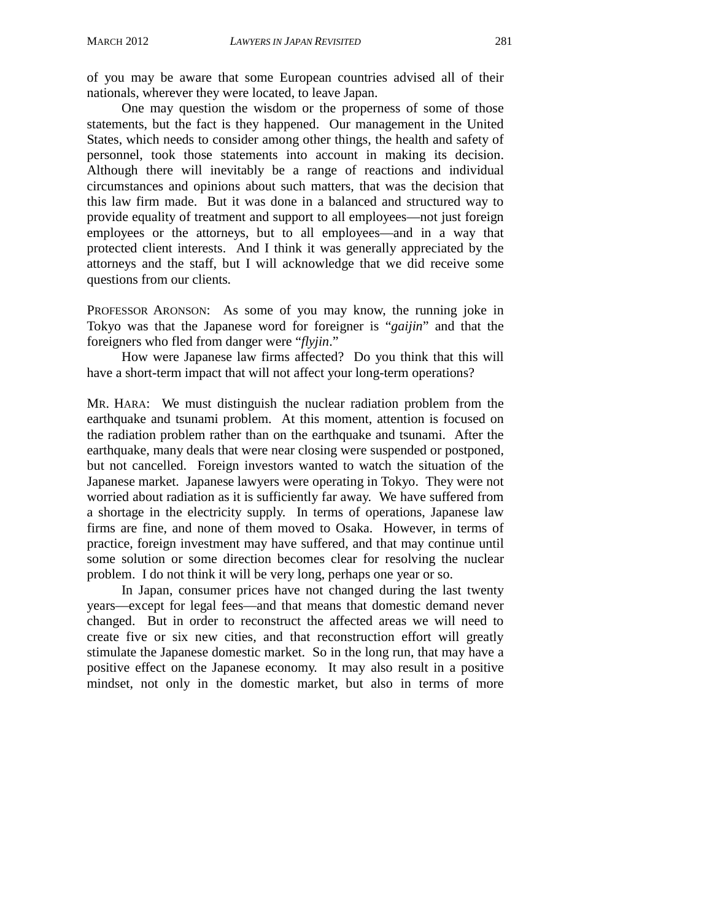of you may be aware that some European countries advised all of their nationals, wherever they were located, to leave Japan.

One may question the wisdom or the properness of some of those statements, but the fact is they happened. Our management in the United States, which needs to consider among other things, the health and safety of personnel, took those statements into account in making its decision. Although there will inevitably be a range of reactions and individual circumstances and opinions about such matters, that was the decision that this law firm made. But it was done in a balanced and structured way to provide equality of treatment and support to all employees—not just foreign employees or the attorneys, but to all employees—and in a way that protected client interests. And I think it was generally appreciated by the attorneys and the staff, but I will acknowledge that we did receive some questions from our clients.

PROFESSOR ARONSON: As some of you may know, the running joke in Tokyo was that the Japanese word for foreigner is "*gaijin*" and that the foreigners who fled from danger were "*flyjin*."

How were Japanese law firms affected? Do you think that this will have a short-term impact that will not affect your long-term operations?

MR. HARA: We must distinguish the nuclear radiation problem from the earthquake and tsunami problem. At this moment, attention is focused on the radiation problem rather than on the earthquake and tsunami. After the earthquake, many deals that were near closing were suspended or postponed, but not cancelled. Foreign investors wanted to watch the situation of the Japanese market. Japanese lawyers were operating in Tokyo. They were not worried about radiation as it is sufficiently far away. We have suffered from a shortage in the electricity supply. In terms of operations, Japanese law firms are fine, and none of them moved to Osaka. However, in terms of practice, foreign investment may have suffered, and that may continue until some solution or some direction becomes clear for resolving the nuclear problem. I do not think it will be very long, perhaps one year or so.

In Japan, consumer prices have not changed during the last twenty years—except for legal fees—and that means that domestic demand never changed. But in order to reconstruct the affected areas we will need to create five or six new cities, and that reconstruction effort will greatly stimulate the Japanese domestic market. So in the long run, that may have a positive effect on the Japanese economy. It may also result in a positive mindset, not only in the domestic market, but also in terms of more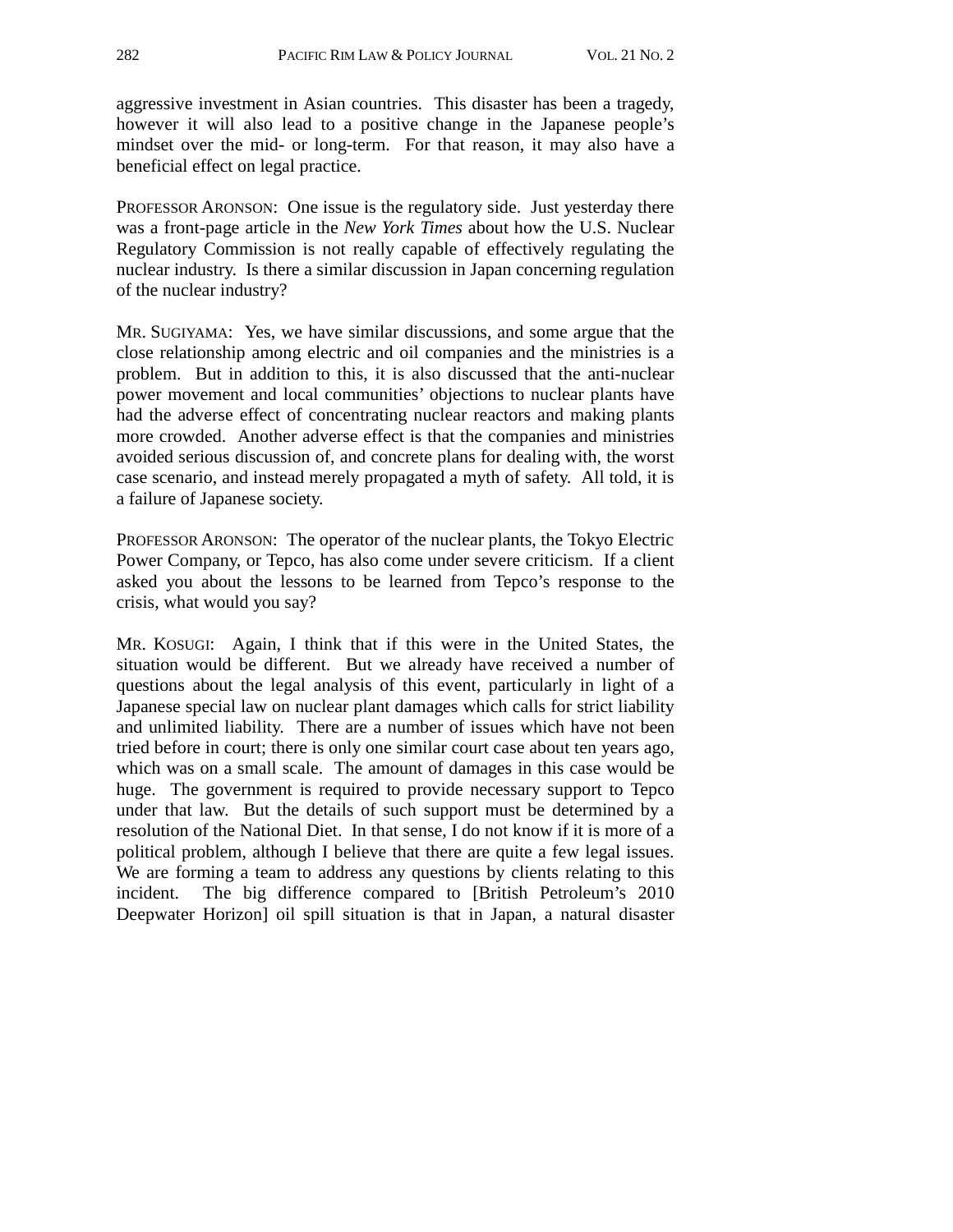aggressive investment in Asian countries. This disaster has been a tragedy, however it will also lead to a positive change in the Japanese people's mindset over the mid- or long-term. For that reason, it may also have a beneficial effect on legal practice.

PROFESSOR ARONSON: One issue is the regulatory side. Just yesterday there was a front-page article in the *New York Times* about how the U.S. Nuclear Regulatory Commission is not really capable of effectively regulating the nuclear industry. Is there a similar discussion in Japan concerning regulation of the nuclear industry?

MR. SUGIYAMA: Yes, we have similar discussions, and some argue that the close relationship among electric and oil companies and the ministries is a problem. But in addition to this, it is also discussed that the anti-nuclear power movement and local communities' objections to nuclear plants have had the adverse effect of concentrating nuclear reactors and making plants more crowded. Another adverse effect is that the companies and ministries avoided serious discussion of, and concrete plans for dealing with, the worst case scenario, and instead merely propagated a myth of safety. All told, it is a failure of Japanese society.

PROFESSOR ARONSON: The operator of the nuclear plants, the Tokyo Electric Power Company, or Tepco, has also come under severe criticism. If a client asked you about the lessons to be learned from Tepco's response to the crisis, what would you say?

MR. KOSUGI: Again, I think that if this were in the United States, the situation would be different. But we already have received a number of questions about the legal analysis of this event, particularly in light of a Japanese special law on nuclear plant damages which calls for strict liability and unlimited liability. There are a number of issues which have not been tried before in court; there is only one similar court case about ten years ago, which was on a small scale. The amount of damages in this case would be huge. The government is required to provide necessary support to Tepco under that law. But the details of such support must be determined by a resolution of the National Diet. In that sense, I do not know if it is more of a political problem, although I believe that there are quite a few legal issues. We are forming a team to address any questions by clients relating to this incident. The big difference compared to [British Petroleum's 2010 Deepwater Horizon] oil spill situation is that in Japan, a natural disaster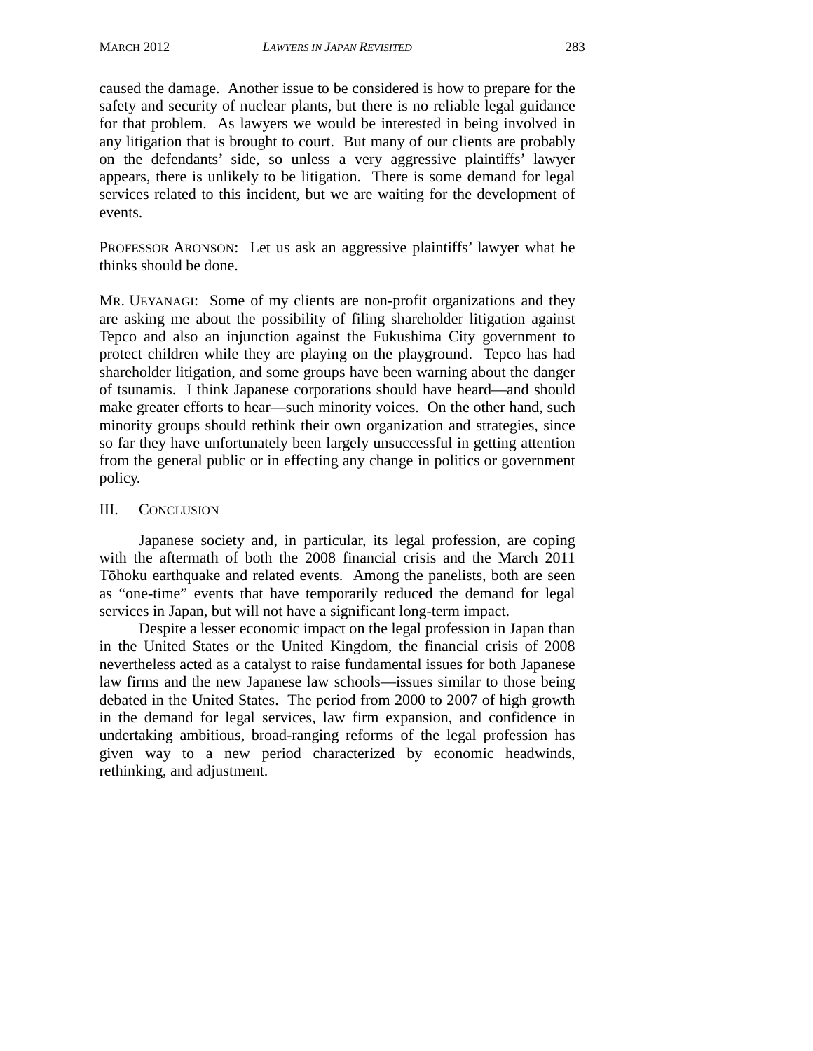caused the damage. Another issue to be considered is how to prepare for the safety and security of nuclear plants, but there is no reliable legal guidance for that problem. As lawyers we would be interested in being involved in any litigation that is brought to court. But many of our clients are probably on the defendants' side, so unless a very aggressive plaintiffs' lawyer appears, there is unlikely to be litigation. There is some demand for legal services related to this incident, but we are waiting for the development of events.

PROFESSOR ARONSON: Let us ask an aggressive plaintiffs' lawyer what he thinks should be done.

MR. UEYANAGI: Some of my clients are non-profit organizations and they are asking me about the possibility of filing shareholder litigation against Tepco and also an injunction against the Fukushima City government to protect children while they are playing on the playground. Tepco has had shareholder litigation, and some groups have been warning about the danger of tsunamis. I think Japanese corporations should have heard—and should make greater efforts to hear—such minority voices. On the other hand, such minority groups should rethink their own organization and strategies, since so far they have unfortunately been largely unsuccessful in getting attention from the general public or in effecting any change in politics or government policy.

## III. CONCLUSION

Japanese society and, in particular, its legal profession, are coping with the aftermath of both the 2008 financial crisis and the March 2011 Tōhoku earthquake and related events. Among the panelists, both are seen as "one-time" events that have temporarily reduced the demand for legal services in Japan, but will not have a significant long-term impact.

Despite a lesser economic impact on the legal profession in Japan than in the United States or the United Kingdom, the financial crisis of 2008 nevertheless acted as a catalyst to raise fundamental issues for both Japanese law firms and the new Japanese law schools—issues similar to those being debated in the United States. The period from 2000 to 2007 of high growth in the demand for legal services, law firm expansion, and confidence in undertaking ambitious, broad-ranging reforms of the legal profession has given way to a new period characterized by economic headwinds, rethinking, and adjustment.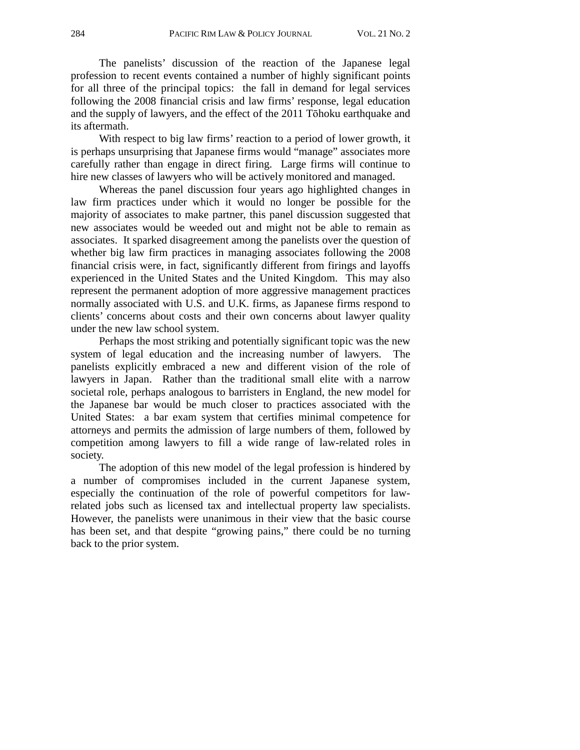The panelists' discussion of the reaction of the Japanese legal profession to recent events contained a number of highly significant points for all three of the principal topics: the fall in demand for legal services following the 2008 financial crisis and law firms' response, legal education and the supply of lawyers, and the effect of the 2011 Tōhoku earthquake and its aftermath.

With respect to big law firms' reaction to a period of lower growth, it is perhaps unsurprising that Japanese firms would "manage" associates more carefully rather than engage in direct firing. Large firms will continue to hire new classes of lawyers who will be actively monitored and managed.

Whereas the panel discussion four years ago highlighted changes in law firm practices under which it would no longer be possible for the majority of associates to make partner, this panel discussion suggested that new associates would be weeded out and might not be able to remain as associates. It sparked disagreement among the panelists over the question of whether big law firm practices in managing associates following the 2008 financial crisis were, in fact, significantly different from firings and layoffs experienced in the United States and the United Kingdom. This may also represent the permanent adoption of more aggressive management practices normally associated with U.S. and U.K. firms, as Japanese firms respond to clients' concerns about costs and their own concerns about lawyer quality under the new law school system.

Perhaps the most striking and potentially significant topic was the new system of legal education and the increasing number of lawyers. The panelists explicitly embraced a new and different vision of the role of lawyers in Japan. Rather than the traditional small elite with a narrow societal role, perhaps analogous to barristers in England, the new model for the Japanese bar would be much closer to practices associated with the United States: a bar exam system that certifies minimal competence for attorneys and permits the admission of large numbers of them, followed by competition among lawyers to fill a wide range of law-related roles in society.

The adoption of this new model of the legal profession is hindered by a number of compromises included in the current Japanese system, especially the continuation of the role of powerful competitors for law-related jobs such as licensed tax and intellectual property law specialists. However, the panelists were unanimous in their view that the basic course has been set, and that despite "growing pains," there could be no turning back to the prior system.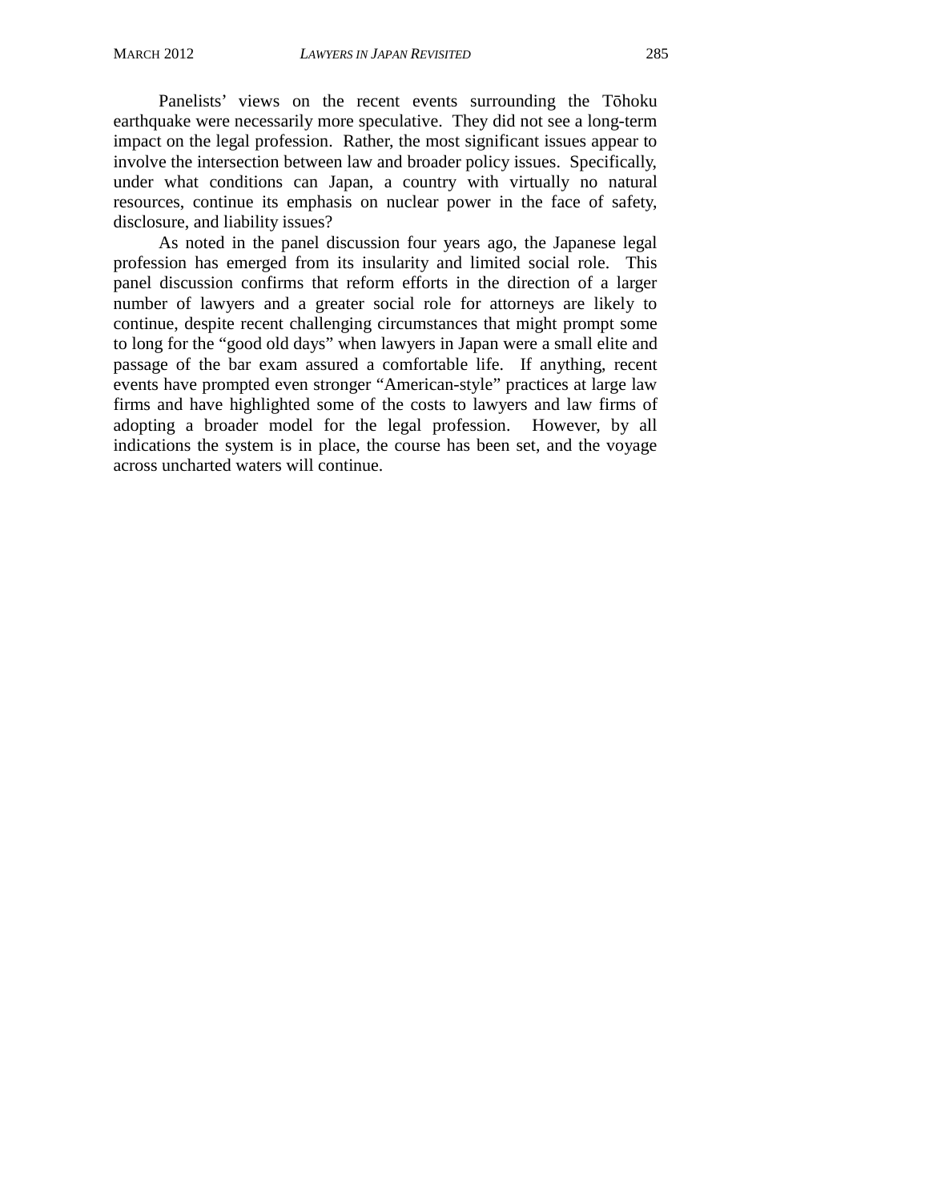Panelists' views on the recent events surrounding the Tōhoku earthquake were necessarily more speculative. They did not see a long-term impact on the legal profession. Rather, the most significant issues appear to involve the intersection between law and broader policy issues. Specifically, under what conditions can Japan, a country with virtually no natural resources, continue its emphasis on nuclear power in the face of safety, disclosure, and liability issues?

As noted in the panel discussion four years ago, the Japanese legal profession has emerged from its insularity and limited social role. This panel discussion confirms that reform efforts in the direction of a larger number of lawyers and a greater social role for attorneys are likely to continue, despite recent challenging circumstances that might prompt some to long for the "good old days" when lawyers in Japan were a small elite and passage of the bar exam assured a comfortable life. If anything, recent events have prompted even stronger "American-style" practices at large law firms and have highlighted some of the costs to lawyers and law firms of adopting a broader model for the legal profession. However, by all indications the system is in place, the course has been set, and the voyage across uncharted waters will continue.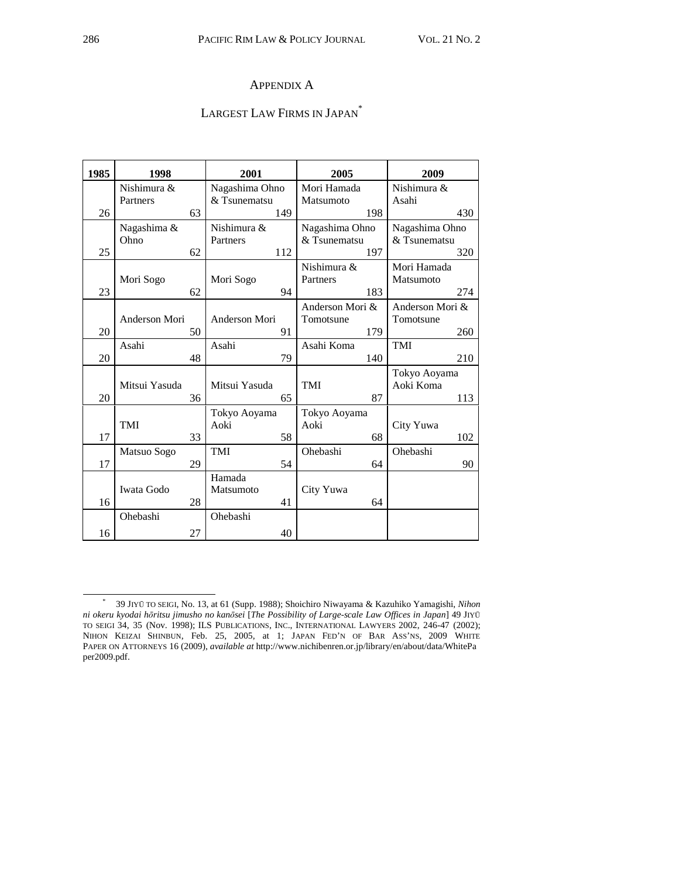## APPENDIX A

## LARGEST LAW FIRMS IN JAPAN*

| 1985 | 1998 | | 2001 | | 2005 | | 2009 | |
|---|---|---|---|---|---|---|---|---|
| 26 | Nishimura & Partners | 63 | Nagashima Ohno & Tsunematsu | 149 | Mori Hamada Matsumoto | 198 | Nishimura & Asahi | 430 |
| 25 | Nagashima & Ohno | 62 | Nishimura & Partners | 112 | Nagashima Ohno & Tsunematsu | 197 | Nagashima Ohno & Tsunematsu | 320 |
| 23 | Mori Sogo | 62 | Mori Sogo | 94 | Nishimura & Partners | 183 | Mori Hamada Matsumoto | 274 |
| 20 | Anderson Mori | 50 | Anderson Mori | 91 | Anderson Mori & Tomotsune | 179 | Anderson Mori & Tomotsune | 260 |
| 20 | Asahi | 48 | Asahi | 79 | Asahi Koma | 140 | TMI | 210 |
| 20 | Mitsui Yasuda | 36 | Mitsui Yasuda | 65 | TMI | 87 | Tokyo Aoyama Aoki Koma | 113 |
| 17 | TMI | 33 | Tokyo Aoyama Aoki | 58 | Tokyo Aoyama Aoki | 68 | City Yuwa | 102 |
| 17 | Matsuo Sogo | 29 | TMI | 54 | Ohebashi | 64 | Ohebashi | 90 |
| 16 | Iwata Godo | 28 | Hamada Matsumoto | 41 | City Yuwa | 64 | | |
| 16 | Ohebashi | 27 | Ohebashi | 40 | | | | |

---

* 39 JIYŪ TO SEIGI, No. 13, at 61 (Supp. 1988); Shoichiro Niwayama & Kazuhiko Yamagishi, *Nihon ni okeru kyodai hōritsu jimusho no kanōsei* [*The Possibility of Large-scale Law Offices in Japan*] 49 JIYŪ TO SEIGI 34, 35 (Nov. 1998); ILS PUBLICATIONS, INC., INTERNATIONAL LAWYERS 2002, 246-47 (2002); NIHON KEIZAI SHINBUN, Feb. 25, 2005, at 1; JAPAN FED'N OF BAR ASS'NS, 2009 WHITE PAPER ON ATTORNEYS 16 (2009), *available at* http://www.nichibenren.or.jp/library/en/about/data/WhitePaper2009.pdf.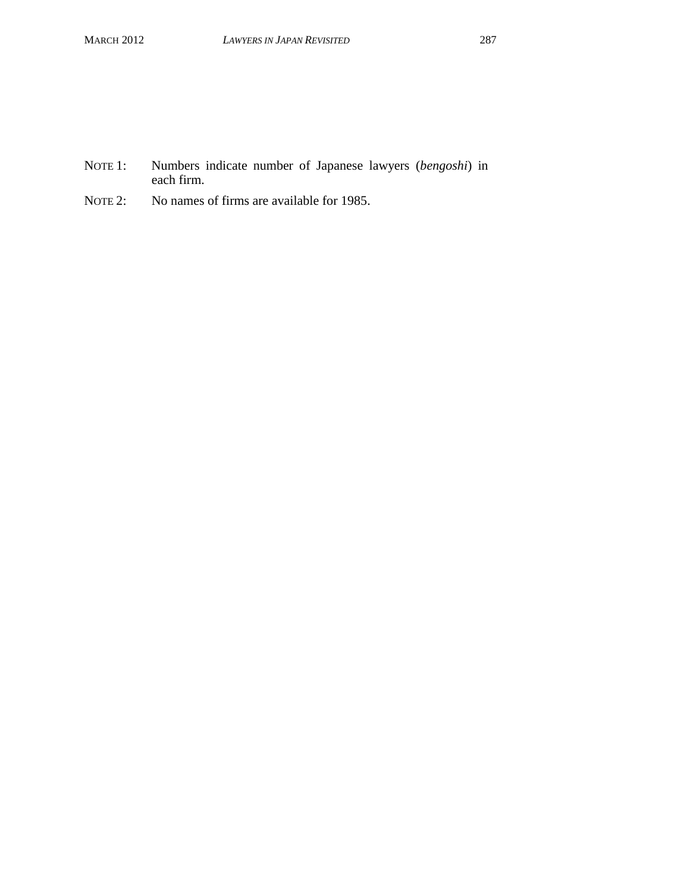NOTE 1: Numbers indicate number of Japanese lawyers (*bengoshi*) in each firm.

NOTE 2: No names of firms are available for 1985.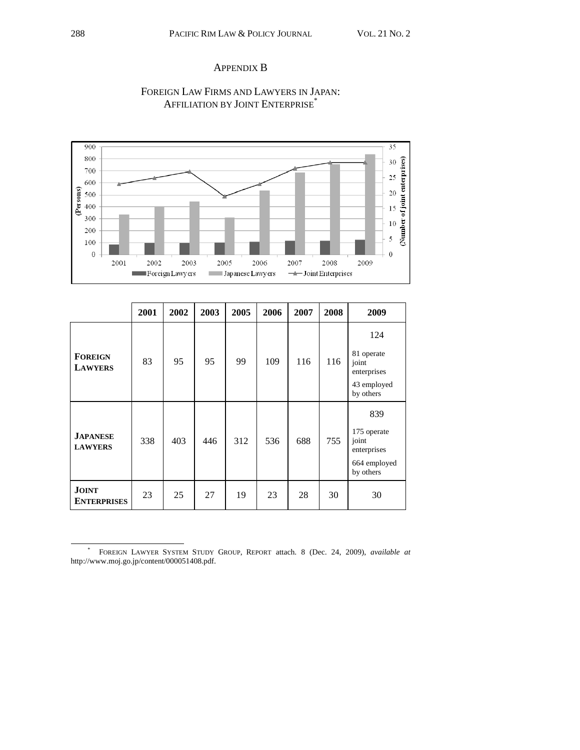# APPENDIX B

## FOREIGN LAW FIRMS AND LAWYERS IN JAPAN: AFFILIATION BY JOINT ENTERPRISE*

| | 2001 | 2002 | 2003 | 2005 | 2006 | 2007 | 2008 | 2009 |
|---|---|---|---|---|---|---|---|---|
| **FOREIGN LAWYERS** | 83 | 95 | 95 | 99 | 109 | 116 | 116 | 124<br>81 operate joint enterprises<br>43 employed by others |
| **JAPANESE LAWYERS** | 338 | 403 | 446 | 312 | 536 | 688 | 755 | 839<br>175 operate joint enterprises<br>664 employed by others |
| **JOINT ENTERPRISES** | 23 | 25 | 27 | 19 | 23 | 28 | 30 | 30 |

---

* FOREIGN LAWYER SYSTEM STUDY GROUP, REPORT attach. 8 (Dec. 24, 2009), *available at* http://www.moj.go.jp/content/000051408.pdf.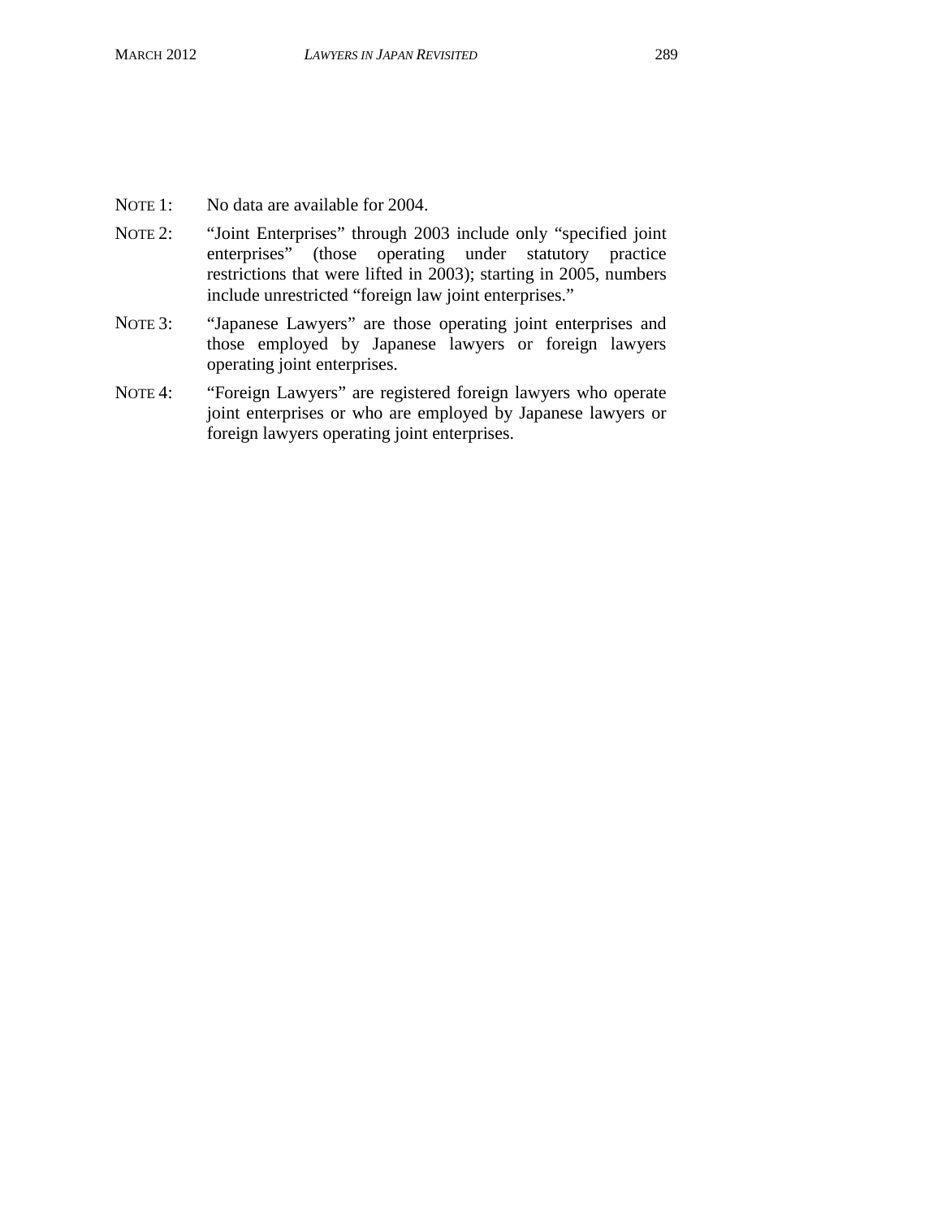NOTE 1: No data are available for 2004.

NOTE 2: “Joint Enterprises” through 2003 include only “specified joint enterprises” (those operating under statutory practice restrictions that were lifted in 2003); starting in 2005, numbers include unrestricted “foreign law joint enterprises.”

NOTE 3: “Japanese Lawyers” are those operating joint enterprises and those employed by Japanese lawyers or foreign lawyers operating joint enterprises.

NOTE 4: “Foreign Lawyers” are registered foreign lawyers who operate joint enterprises or who are employed by Japanese lawyers or foreign lawyers operating joint enterprises.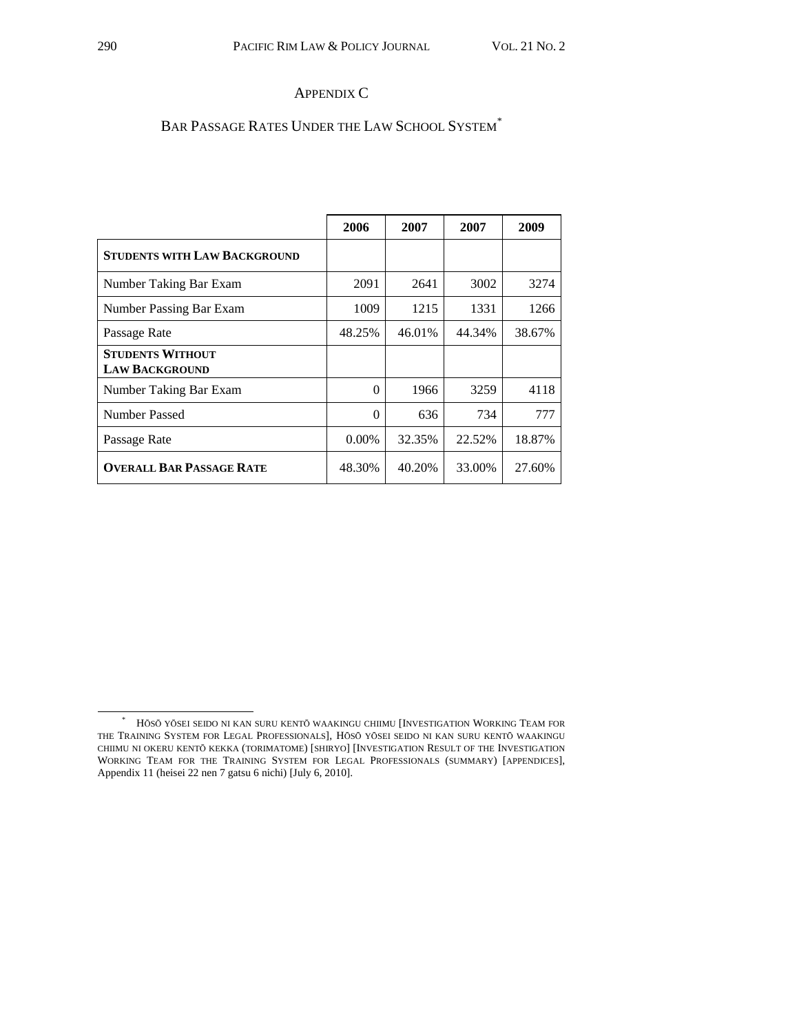## APPENDIX C

### BAR PASSAGE RATES UNDER THE LAW SCHOOL SYSTEM*

| | 2006 | 2007 | 2007 | 2009 |
|---|---|---|---|---|
| **STUDENTS WITH LAW BACKGROUND** | | | | |
| Number Taking Bar Exam | 2091 | 2641 | 3002 | 3274 |
| Number Passing Bar Exam | 1009 | 1215 | 1331 | 1266 |
| Passage Rate | 48.25% | 46.01% | 44.34% | 38.67% |
| **STUDENTS WITHOUT LAW BACKGROUND** | | | | |
| Number Taking Bar Exam | 0 | 1966 | 3259 | 4118 |
| Number Passed | 0 | 636 | 734 | 777 |
| Passage Rate | 0.00% | 32.35% | 22.52% | 18.87% |
| **OVERALL BAR PASSAGE RATE** | 48.30% | 40.20% | 33.00% | 27.60% |

* HŌSŌ YŌSEI SEIDO NI KAN SURU KENTŌ WAAKINGU CHIIMU [INVESTIGATION WORKING TEAM FOR THE TRAINING SYSTEM FOR LEGAL PROFESSIONALS], HŌSŌ YŌSEI SEIDO NI KAN SURU KENTŌ WAAKINGU CHIIMU NI OKERU KENTŌ KEKKA (TORIMATOME) [SHIRYO] [INVESTIGATION RESULT OF THE INVESTIGATION WORKING TEAM FOR THE TRAINING SYSTEM FOR LEGAL PROFESSIONALS (SUMMARY) [APPENDICES], Appendix 11 (heisei 22 nen 7 gatsu 6 nichi) [July 6, 2010].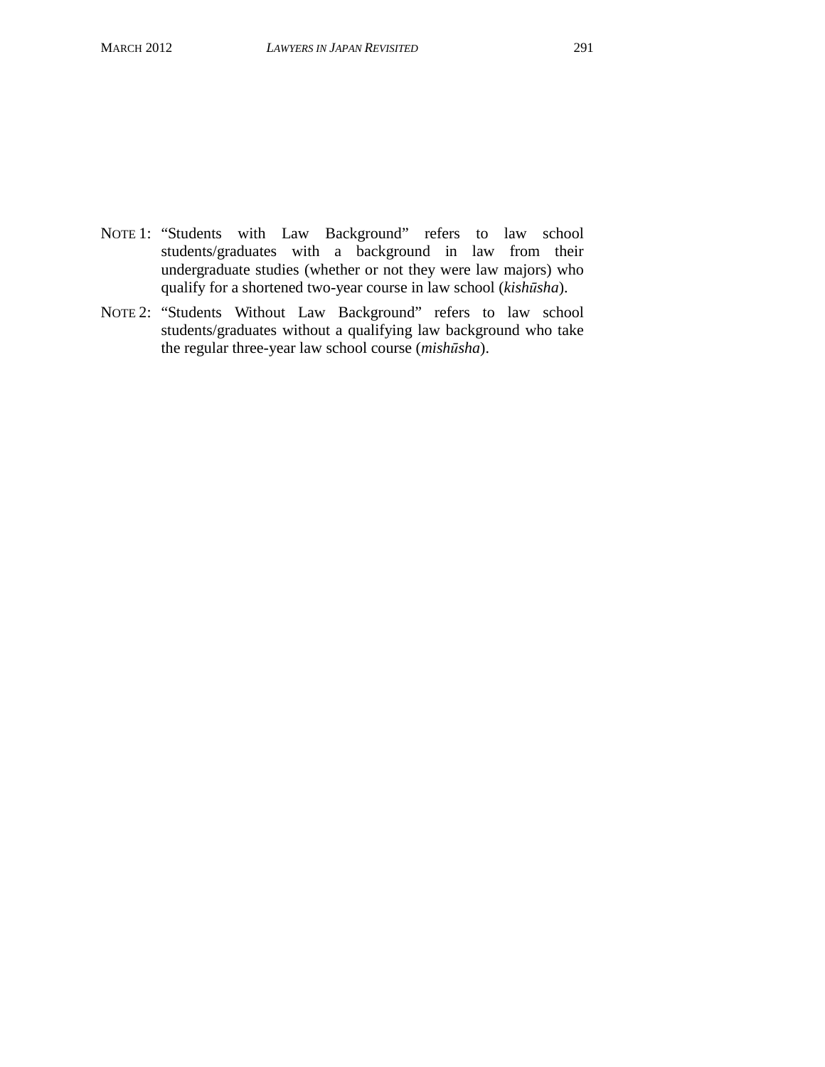NOTE 1: "Students with Law Background" refers to law school students/graduates with a background in law from their undergraduate studies (whether or not they were law majors) who qualify for a shortened two-year course in law school (*kishūsha*).

NOTE 2: "Students Without Law Background" refers to law school students/graduates without a qualifying law background who take the regular three-year law school course (*mishūsha*).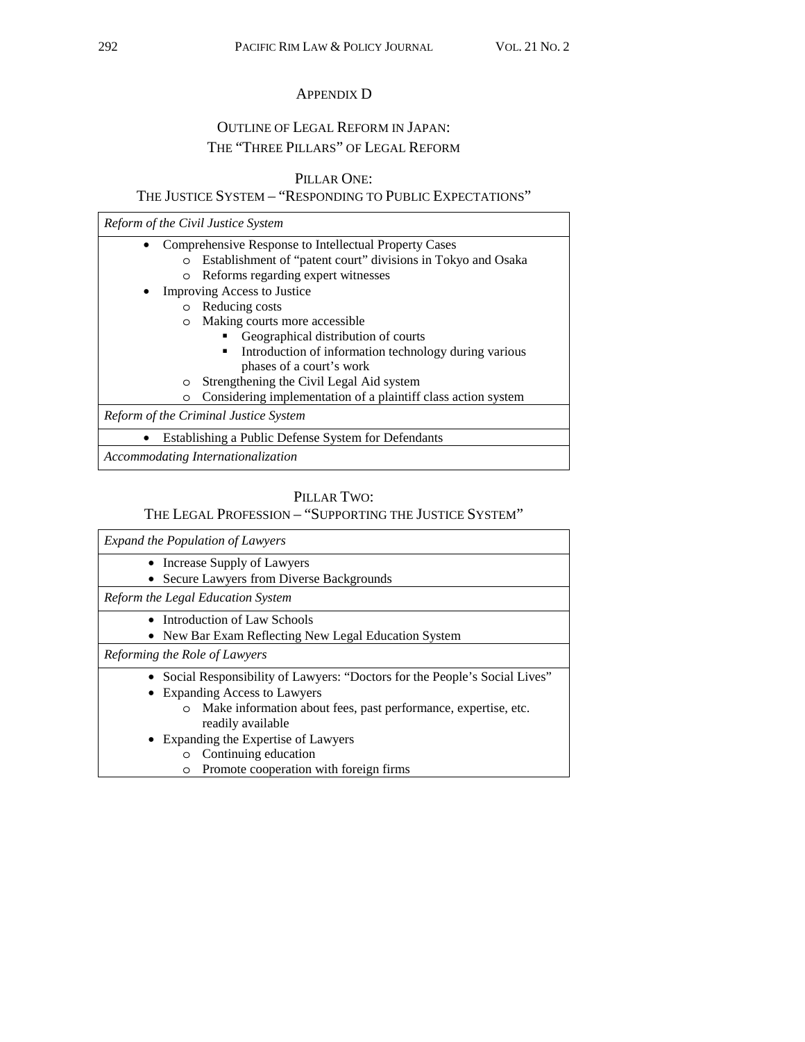## APPENDIX D

## OUTLINE OF LEGAL REFORM IN JAPAN: THE "THREE PILLARS" OF LEGAL REFORM

### PILLAR ONE: THE JUSTICE SYSTEM – "RESPONDING TO PUBLIC EXPECTATIONS"

*Reform of the Civil Justice System*

- Comprehensive Response to Intellectual Property Cases
  - Establishment of "patent court" divisions in Tokyo and Osaka
  - Reforms regarding expert witnesses
- Improving Access to Justice
  - Reducing costs
  - Making courts more accessible
    - Geographical distribution of courts
    - Introduction of information technology during various phases of a court's work
  - Strengthening the Civil Legal Aid system
  - Considering implementation of a plaintiff class action system

*Reform of the Criminal Justice System*

- Establishing a Public Defense System for Defendants

*Accommodating Internationalization*

### PILLAR TWO: THE LEGAL PROFESSION – "SUPPORTING THE JUSTICE SYSTEM"

*Expand the Population of Lawyers*

- Increase Supply of Lawyers
- Secure Lawyers from Diverse Backgrounds

*Reform the Legal Education System*

- Introduction of Law Schools
- New Bar Exam Reflecting New Legal Education System

*Reforming the Role of Lawyers*

- Social Responsibility of Lawyers: "Doctors for the People's Social Lives"
- Expanding Access to Lawyers
  - Make information about fees, past performance, expertise, etc. readily available
- Expanding the Expertise of Lawyers
  - Continuing education
  - Promote cooperation with foreign firms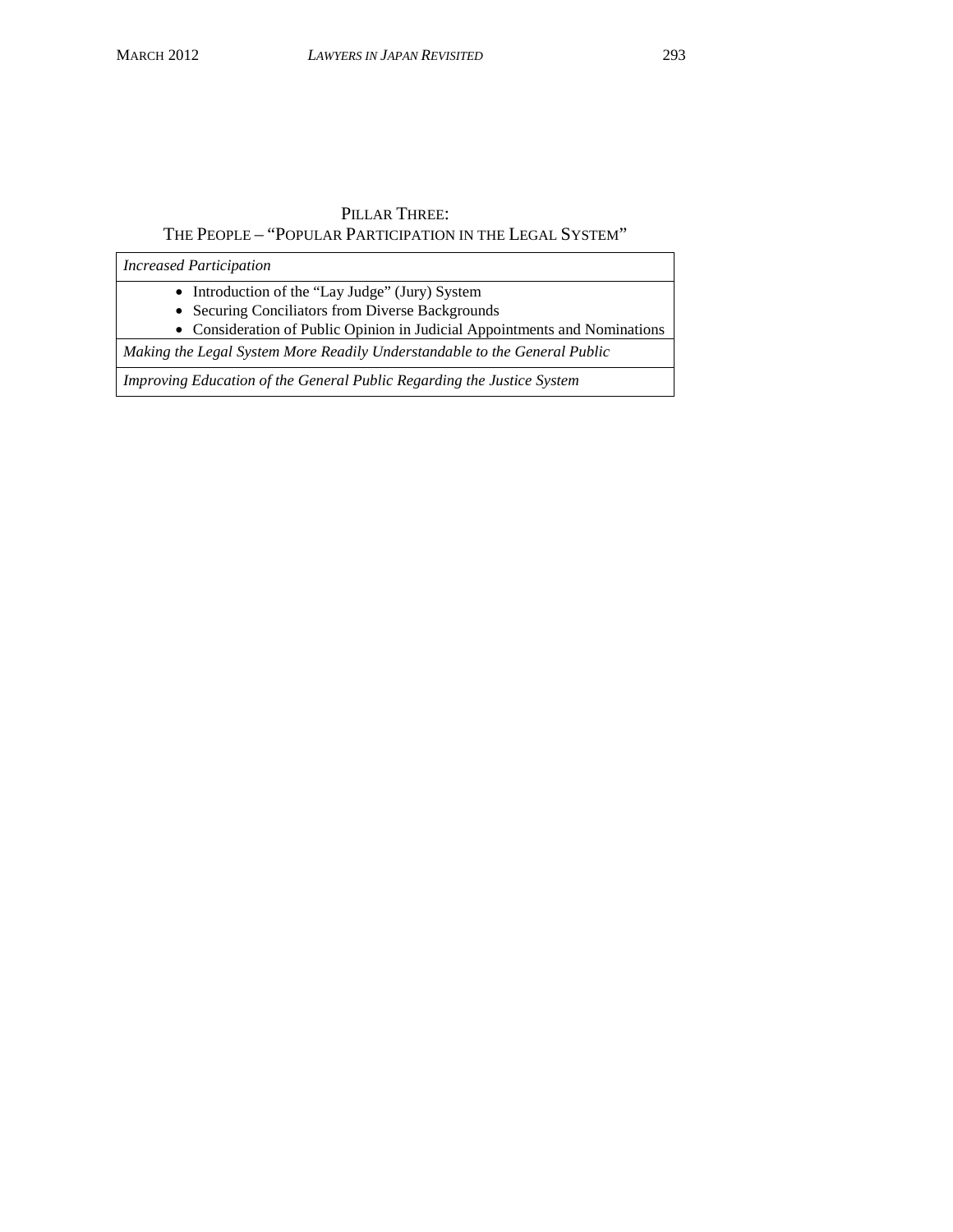PILLAR THREE:
THE PEOPLE – "POPULAR PARTICIPATION IN THE LEGAL SYSTEM"

| *Increased Participation* |
| --- |
| • Introduction of the "Lay Judge" (Jury) System<br>• Securing Conciliators from Diverse Backgrounds<br>• Consideration of Public Opinion in Judicial Appointments and Nominations |
| *Making the Legal System More Readily Understandable to the General Public* |
| *Improving Education of the General Public Regarding the Justice System* |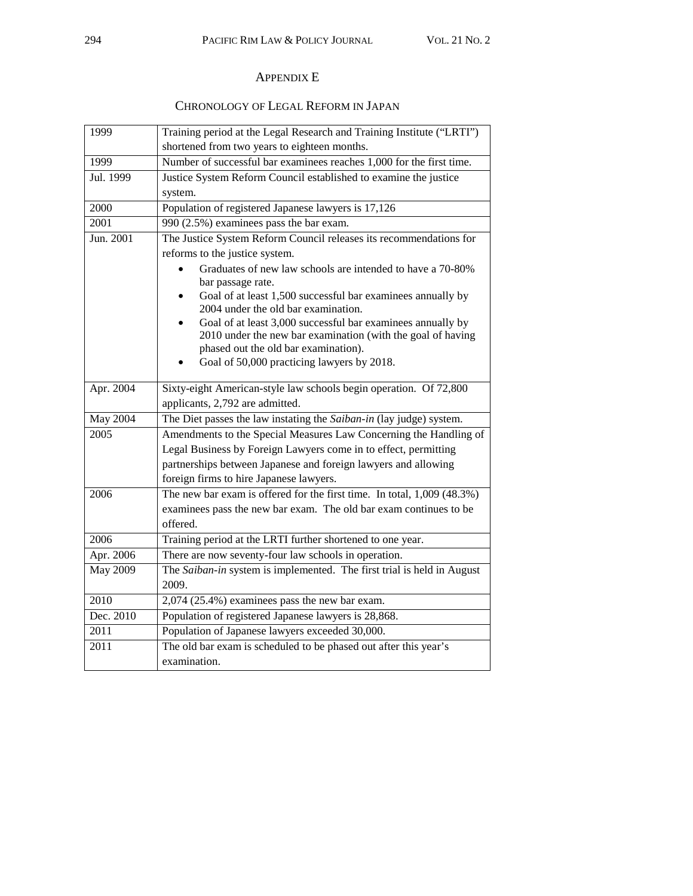## APPENDIX E

### CHRONOLOGY OF LEGAL REFORM IN JAPAN

| | |
|---|---|
| 1999 | Training period at the Legal Research and Training Institute ("LRTI") shortened from two years to eighteen months. |
| 1999 | Number of successful bar examinees reaches 1,000 for the first time. |
| Jul. 1999 | Justice System Reform Council established to examine the justice system. |
| 2000 | Population of registered Japanese lawyers is 17,126 |
| 2001 | 990 (2.5%) examinees pass the bar exam. |
| Jun. 2001 | The Justice System Reform Council releases its recommendations for reforms to the justice system.<br>• Graduates of new law schools are intended to have a 70-80% bar passage rate.<br>• Goal of at least 1,500 successful bar examinees annually by 2004 under the old bar examination.<br>• Goal of at least 3,000 successful bar examinees annually by 2010 under the new bar examination (with the goal of having phased out the old bar examination).<br>• Goal of 50,000 practicing lawyers by 2018. |
| Apr. 2004 | Sixty-eight American-style law schools begin operation. Of 72,800 applicants, 2,792 are admitted. |
| May 2004 | The Diet passes the law instating the *Saiban-in* (lay judge) system. |
| 2005 | Amendments to the Special Measures Law Concerning the Handling of Legal Business by Foreign Lawyers come in to effect, permitting partnerships between Japanese and foreign lawyers and allowing foreign firms to hire Japanese lawyers. |
| 2006 | The new bar exam is offered for the first time. In total, 1,009 (48.3%) examinees pass the new bar exam. The old bar exam continues to be offered. |
| 2006 | Training period at the LRTI further shortened to one year. |
| Apr. 2006 | There are now seventy-four law schools in operation. |
| May 2009 | The *Saiban-in* system is implemented. The first trial is held in August 2009. |
| 2010 | 2,074 (25.4%) examinees pass the new bar exam. |
| Dec. 2010 | Population of registered Japanese lawyers is 28,868. |
| 2011 | Population of Japanese lawyers exceeded 30,000. |
| 2011 | The old bar exam is scheduled to be phased out after this year's examination. |